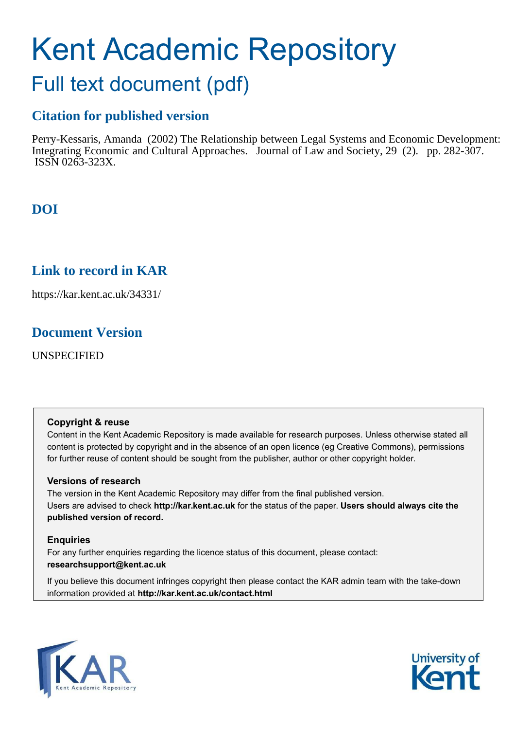# Kent Academic Repository

## Full text document (pdf)

### Citation for published version

Perry-Kessaris, Amanda (2002) The Relationship between Legal Systems and Economic Development: Integrating Economic and Cultural Approaches. Journal of Law and Society, 29 (2). pp. 282-307. ISSN 0263-323X.

### DOI

### Link to record in KAR

https://kar.kent.ac.uk/34331/

### Document Version

UNSPECIFIED

**Copyright & reuse**

Content in the Kent Academic Repository is made available for research purposes. Unless otherwise stated all content is protected by copyright and in the absence of an open licence (eg Creative Commons), permissions for further reuse of content should be sought from the publisher, author or other copyright holder.

**Versions of research**

The version in the Kent Academic Repository may differ from the final published version. Users are advised to check **http://kar.kent.ac.uk** for the status of the paper. **Users should always cite the published version of record.**

**Enquiries**

For any further enquiries regarding the licence status of this document, please contact: **researchsupport@kent.ac.uk**

If you believe this document infringes copyright then please contact the KAR admin team with the take-down information provided at **http://kar.kent.ac.uk/contact.html**

KAR Kent Academic Repository

University of Kent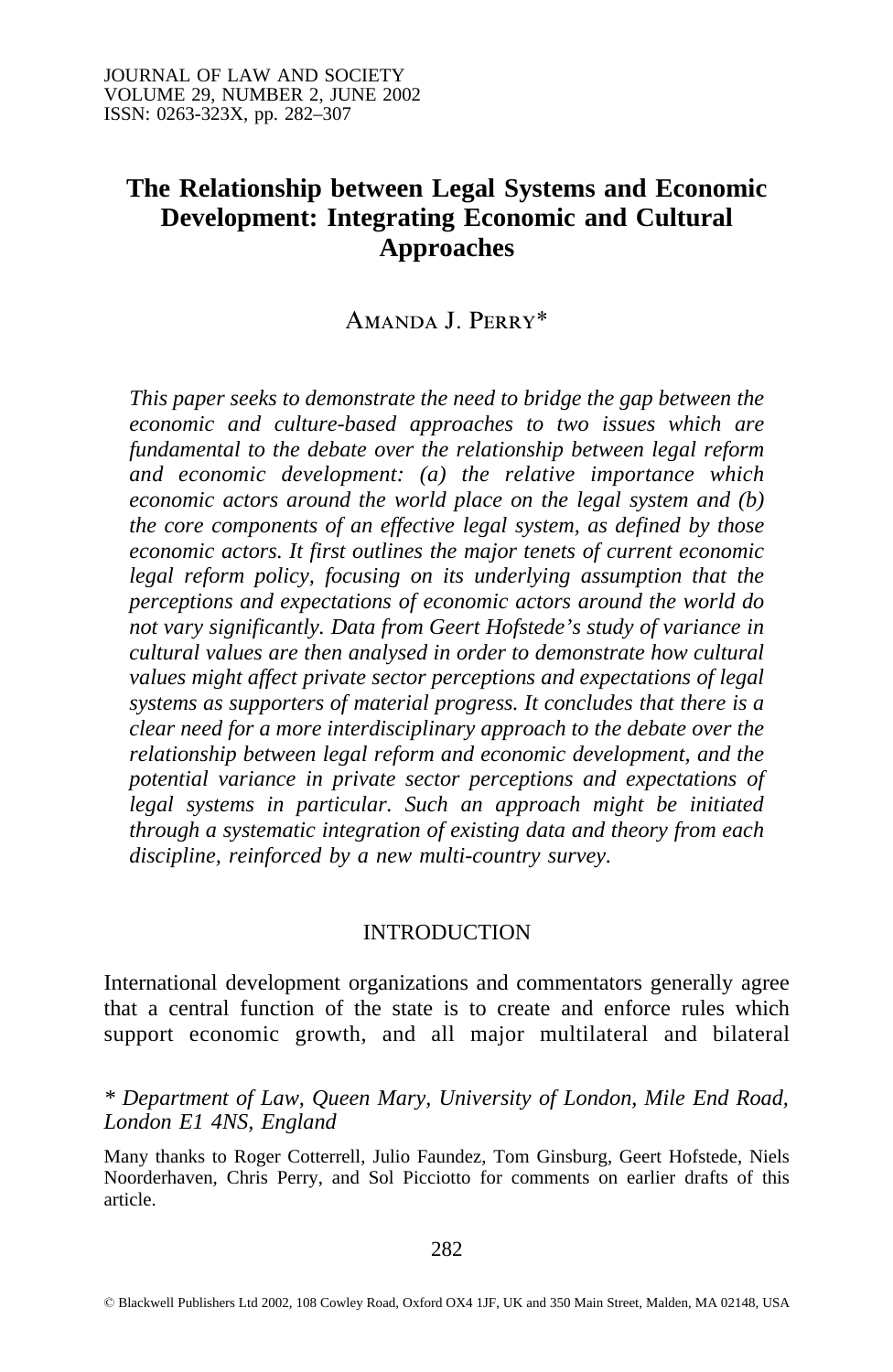# The Relationship between Legal Systems and Economic Development: Integrating Economic and Cultural Approaches

Amanda J. Perry*

*This paper seeks to demonstrate the need to bridge the gap between the economic and culture-based approaches to two issues which are fundamental to the debate over the relationship between legal reform and economic development: (a) the relative importance which economic actors around the world place on the legal system and (b) the core components of an effective legal system, as defined by those economic actors. It first outlines the major tenets of current economic legal reform policy, focusing on its underlying assumption that the perceptions and expectations of economic actors around the world do not vary significantly. Data from Geert Hofstede's study of variance in cultural values are then analysed in order to demonstrate how cultural values might affect private sector perceptions and expectations of legal systems as supporters of material progress. It concludes that there is a clear need for a more interdisciplinary approach to the debate over the relationship between legal reform and economic development, and the potential variance in private sector perceptions and expectations of legal systems in particular. Such an approach might be initiated through a systematic integration of existing data and theory from each discipline, reinforced by a new multi-country survey.*

## INTRODUCTION

International development organizations and commentators generally agree that a central function of the state is to create and enforce rules which support economic growth, and all major multilateral and bilateral

*\* Department of Law, Queen Mary, University of London, Mile End Road, London E1 4NS, England*

Many thanks to Roger Cotterrell, Julio Faundez, Tom Ginsburg, Geert Hofstede, Niels Noorderhaven, Chris Perry, and Sol Picciotto for comments on earlier drafts of this article.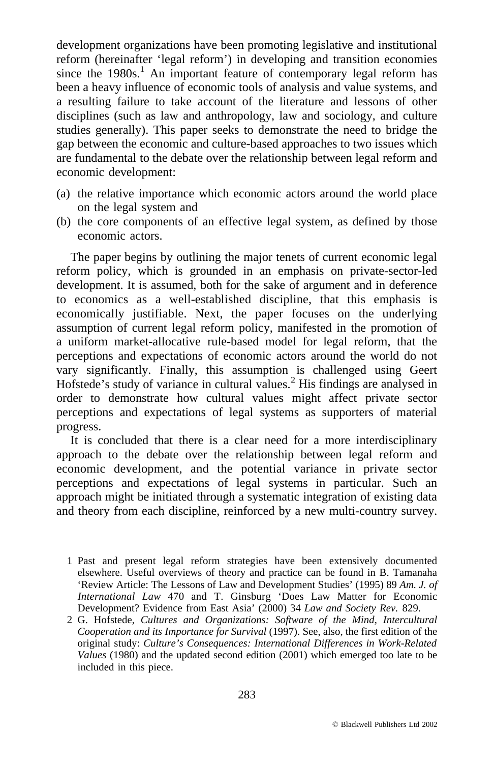development organizations have been promoting legislative and institutional reform (hereinafter 'legal reform') in developing and transition economies since the 1980s.[1] An important feature of contemporary legal reform has been a heavy influence of economic tools of analysis and value systems, and a resulting failure to take account of the literature and lessons of other disciplines (such as law and anthropology, law and sociology, and culture studies generally). This paper seeks to demonstrate the need to bridge the gap between the economic and culture-based approaches to two issues which are fundamental to the debate over the relationship between legal reform and economic development:

(a) the relative importance which economic actors around the world place on the legal system and
(b) the core components of an effective legal system, as defined by those economic actors.

The paper begins by outlining the major tenets of current economic legal reform policy, which is grounded in an emphasis on private-sector-led development. It is assumed, both for the sake of argument and in deference to economics as a well-established discipline, that this emphasis is economically justifiable. Next, the paper focuses on the underlying assumption of current legal reform policy, manifested in the promotion of a uniform market-allocative rule-based model for legal reform, that the perceptions and expectations of economic actors around the world do not vary significantly. Finally, this assumption is challenged using Geert Hofstede's study of variance in cultural values.[2] His findings are analysed in order to demonstrate how cultural values might affect private sector perceptions and expectations of legal systems as supporters of material progress.

It is concluded that there is a clear need for a more interdisciplinary approach to the debate over the relationship between legal reform and economic development, and the potential variance in private sector perceptions and expectations of legal systems in particular. Such an approach might be initiated through a systematic integration of existing data and theory from each discipline, reinforced by a new multi-country survey.

1 Past and present legal reform strategies have been extensively documented elsewhere. Useful overviews of theory and practice can be found in B. Tamanaha 'Review Article: The Lessons of Law and Development Studies' (1995) 89 *Am. J. of International Law* 470 and T. Ginsburg 'Does Law Matter for Economic Development? Evidence from East Asia' (2000) 34 *Law and Society Rev.* 829.

2 G. Hofstede, *Cultures and Organizations: Software of the Mind, Intercultural Cooperation and its Importance for Survival* (1997). See, also, the first edition of the original study: *Culture's Consequences: International Differences in Work-Related Values* (1980) and the updated second edition (2001) which emerged too late to be included in this piece.

© Blackwell Publishers Ltd 2002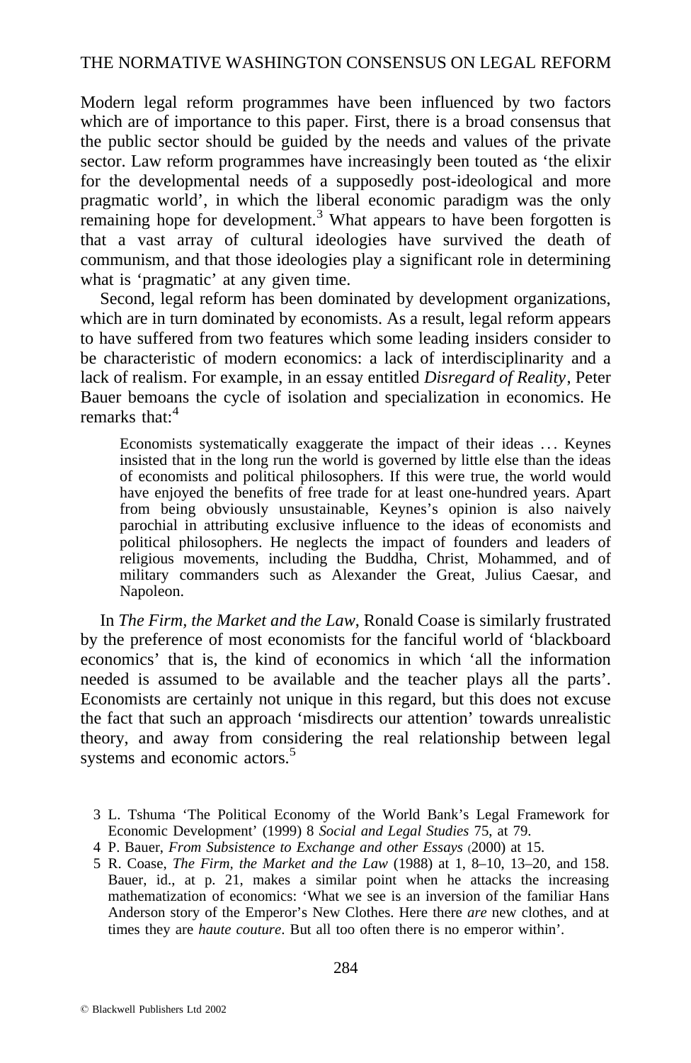Modern legal reform programmes have been influenced by two factors which are of importance to this paper. First, there is a broad consensus that the public sector should be guided by the needs and values of the private sector. Law reform programmes have increasingly been touted as 'the elixir for the developmental needs of a supposedly post-ideological and more pragmatic world', in which the liberal economic paradigm was the only remaining hope for development.[3] What appears to have been forgotten is that a vast array of cultural ideologies have survived the death of communism, and that those ideologies play a significant role in determining what is 'pragmatic' at any given time.

Second, legal reform has been dominated by development organizations, which are in turn dominated by economists. As a result, legal reform appears to have suffered from two features which some leading insiders consider to be characteristic of modern economics: a lack of interdisciplinarity and a lack of realism. For example, in an essay entitled *Disregard of Reality*, Peter Bauer bemoans the cycle of isolation and specialization in economics. He remarks that:[4]

> Economists systematically exaggerate the impact of their ideas . . . Keynes insisted that in the long run the world is governed by little else than the ideas of economists and political philosophers. If this were true, the world would have enjoyed the benefits of free trade for at least one-hundred years. Apart from being obviously unsustainable, Keynes's opinion is also naively parochial in attributing exclusive influence to the ideas of economists and political philosophers. He neglects the impact of founders and leaders of religious movements, including the Buddha, Christ, Mohammed, and of military commanders such as Alexander the Great, Julius Caesar, and Napoleon.

In *The Firm, the Market and the Law*, Ronald Coase is similarly frustrated by the preference of most economists for the fanciful world of 'blackboard economics' that is, the kind of economics in which 'all the information needed is assumed to be available and the teacher plays all the parts'. Economists are certainly not unique in this regard, but this does not excuse the fact that such an approach 'misdirects our attention' towards unrealistic theory, and away from considering the real relationship between legal systems and economic actors.[5]

3 L. Tshuma 'The Political Economy of the World Bank's Legal Framework for Economic Development' (1999) 8 *Social and Legal Studies* 75, at 79.

4 P. Bauer, *From Subsistence to Exchange and other Essays* (2000) at 15.

5 R. Coase, *The Firm, the Market and the Law* (1988) at 1, 8–10, 13–20, and 158. Bauer, id., at p. 21, makes a similar point when he attacks the increasing mathematization of economics: 'What we see is an inversion of the familiar Hans Anderson story of the Emperor's New Clothes. Here there *are* new clothes, and at times they are *haute couture*. But all too often there is no emperor within'.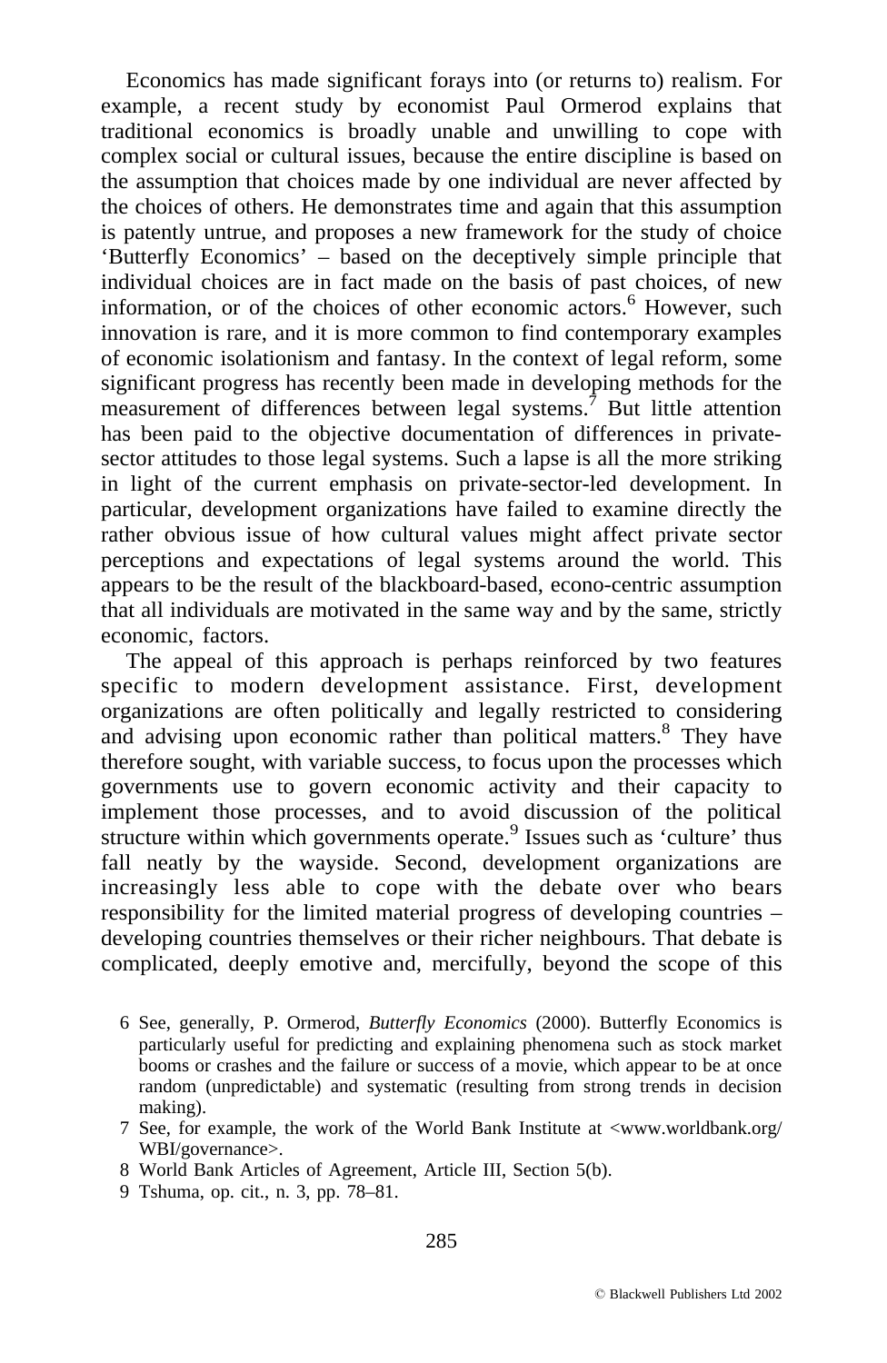Economics has made significant forays into (or returns to) realism. For example, a recent study by economist Paul Ormerod explains that traditional economics is broadly unable and unwilling to cope with complex social or cultural issues, because the entire discipline is based on the assumption that choices made by one individual are never affected by the choices of others. He demonstrates time and again that this assumption is patently untrue, and proposes a new framework for the study of choice 'Butterfly Economics' – based on the deceptively simple principle that individual choices are in fact made on the basis of past choices, of new information, or of the choices of other economic actors.[6] However, such innovation is rare, and it is more common to find contemporary examples of economic isolationism and fantasy. In the context of legal reform, some significant progress has recently been made in developing methods for the measurement of differences between legal systems.[7] But little attention has been paid to the objective documentation of differences in private-sector attitudes to those legal systems. Such a lapse is all the more striking in light of the current emphasis on private-sector-led development. In particular, development organizations have failed to examine directly the rather obvious issue of how cultural values might affect private sector perceptions and expectations of legal systems around the world. This appears to be the result of the blackboard-based, econo-centric assumption that all individuals are motivated in the same way and by the same, strictly economic, factors.

The appeal of this approach is perhaps reinforced by two features specific to modern development assistance. First, development organizations are often politically and legally restricted to considering and advising upon economic rather than political matters.[8] They have therefore sought, with variable success, to focus upon the processes which governments use to govern economic activity and their capacity to implement those processes, and to avoid discussion of the political structure within which governments operate.[9] Issues such as 'culture' thus fall neatly by the wayside. Second, development organizations are increasingly less able to cope with the debate over who bears responsibility for the limited material progress of developing countries – developing countries themselves or their richer neighbours. That debate is complicated, deeply emotive and, mercifully, beyond the scope of this

6 See, generally, P. Ormerod, *Butterfly Economics* (2000). Butterfly Economics is particularly useful for predicting and explaining phenomena such as stock market booms or crashes and the failure or success of a movie, which appear to be at once random (unpredictable) and systematic (resulting from strong trends in decision making).

7 See, for example, the work of the World Bank Institute at <www.worldbank.org/WBI/governance>.

8 World Bank Articles of Agreement, Article III, Section 5(b).

9 Tshuma, op. cit., n. 3, pp. 78–81.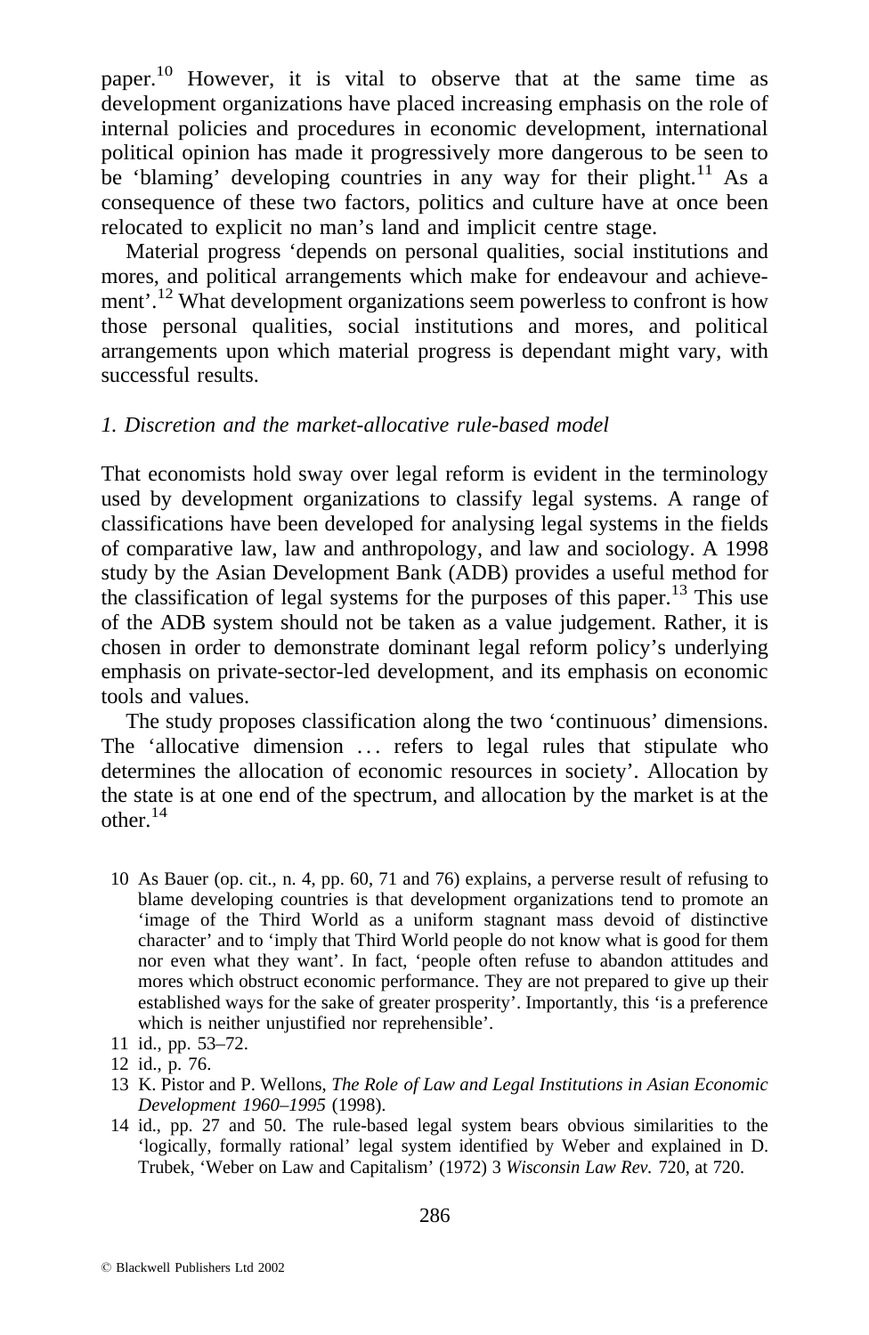paper.[10] However, it is vital to observe that at the same time as development organizations have placed increasing emphasis on the role of internal policies and procedures in economic development, international political opinion has made it progressively more dangerous to be seen to be 'blaming' developing countries in any way for their plight.[11] As a consequence of these two factors, politics and culture have at once been relocated to explicit no man's land and implicit centre stage.

Material progress 'depends on personal qualities, social institutions and mores, and political arrangements which make for endeavour and achievement'.[12] What development organizations seem powerless to confront is how those personal qualities, social institutions and mores, and political arrangements upon which material progress is dependant might vary, with successful results.

### *1. Discretion and the market-allocative rule-based model*

That economists hold sway over legal reform is evident in the terminology used by development organizations to classify legal systems. A range of classifications have been developed for analysing legal systems in the fields of comparative law, law and anthropology, and law and sociology. A 1998 study by the Asian Development Bank (ADB) provides a useful method for the classification of legal systems for the purposes of this paper.[13] This use of the ADB system should not be taken as a value judgement. Rather, it is chosen in order to demonstrate dominant legal reform policy's underlying emphasis on private-sector-led development, and its emphasis on economic tools and values.

The study proposes classification along the two 'continuous' dimensions. The 'allocative dimension ... refers to legal rules that stipulate who determines the allocation of economic resources in society'. Allocation by the state is at one end of the spectrum, and allocation by the market is at the other.[14]

10 As Bauer (op. cit., n. 4, pp. 60, 71 and 76) explains, a perverse result of refusing to blame developing countries is that development organizations tend to promote an 'image of the Third World as a uniform stagnant mass devoid of distinctive character' and to 'imply that Third World people do not know what is good for them nor even what they want'. In fact, 'people often refuse to abandon attitudes and mores which obstruct economic performance. They are not prepared to give up their established ways for the sake of greater prosperity'. Importantly, this 'is a preference which is neither unjustified nor reprehensible'.

11 id., pp. 53–72.

12 id., p. 76.

13 K. Pistor and P. Wellons, *The Role of Law and Legal Institutions in Asian Economic Development 1960–1995* (1998).

14 id., pp. 27 and 50. The rule-based legal system bears obvious similarities to the 'logically, formally rational' legal system identified by Weber and explained in D. Trubek, 'Weber on Law and Capitalism' (1972) 3 *Wisconsin Law Rev.* 720, at 720.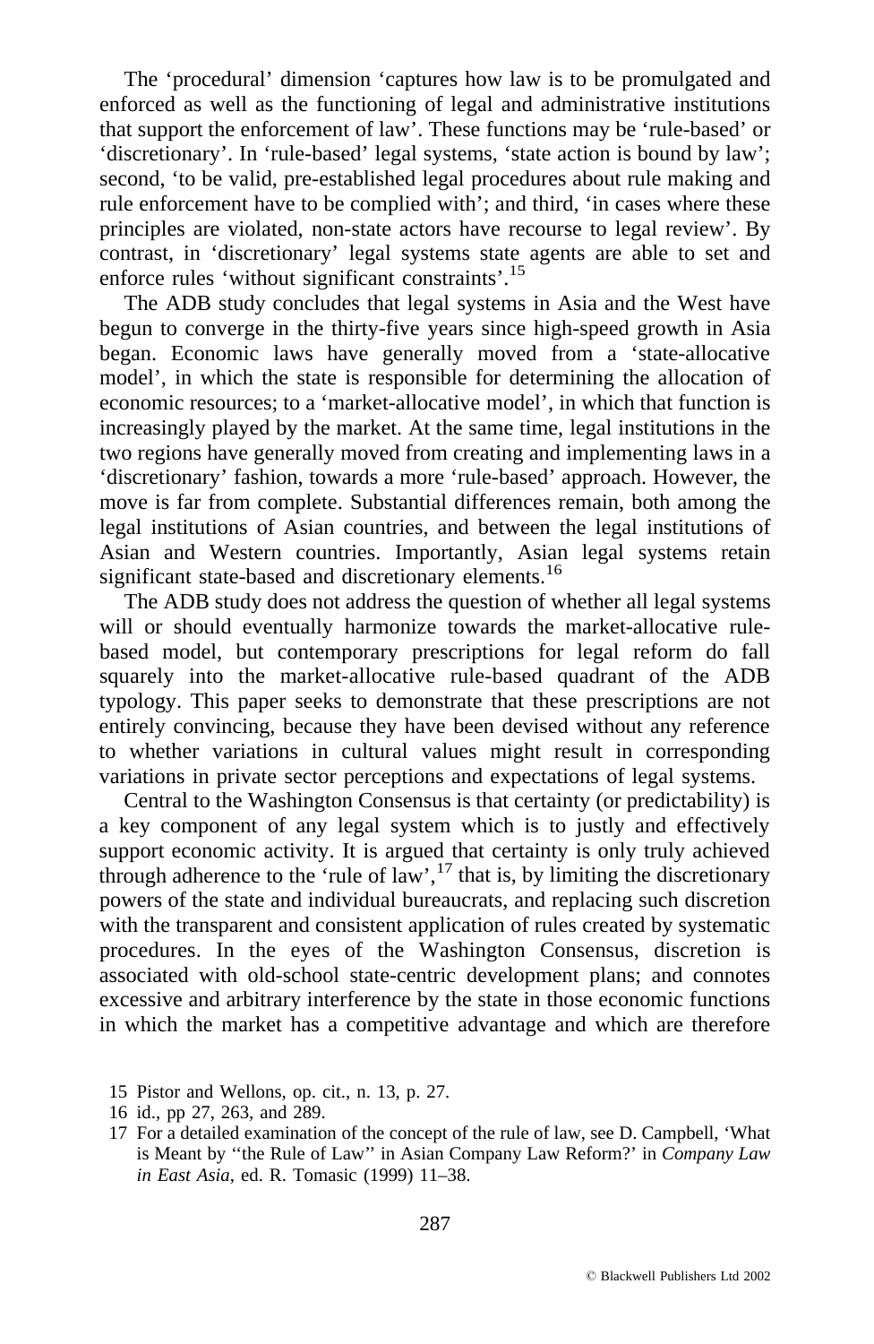The 'procedural' dimension 'captures how law is to be promulgated and enforced as well as the functioning of legal and administrative institutions that support the enforcement of law'. These functions may be 'rule-based' or 'discretionary'. In 'rule-based' legal systems, 'state action is bound by law'; second, 'to be valid, pre-established legal procedures about rule making and rule enforcement have to be complied with'; and third, 'in cases where these principles are violated, non-state actors have recourse to legal review'. By contrast, in 'discretionary' legal systems state agents are able to set and enforce rules 'without significant constraints'.[15]

The ADB study concludes that legal systems in Asia and the West have begun to converge in the thirty-five years since high-speed growth in Asia began. Economic laws have generally moved from a 'state-allocative model', in which the state is responsible for determining the allocation of economic resources; to a 'market-allocative model', in which that function is increasingly played by the market. At the same time, legal institutions in the two regions have generally moved from creating and implementing laws in a 'discretionary' fashion, towards a more 'rule-based' approach. However, the move is far from complete. Substantial differences remain, both among the legal institutions of Asian countries, and between the legal institutions of Asian and Western countries. Importantly, Asian legal systems retain significant state-based and discretionary elements.[16]

The ADB study does not address the question of whether all legal systems will or should eventually harmonize towards the market-allocative rule-based model, but contemporary prescriptions for legal reform do fall squarely into the market-allocative rule-based quadrant of the ADB typology. This paper seeks to demonstrate that these prescriptions are not entirely convincing, because they have been devised without any reference to whether variations in cultural values might result in corresponding variations in private sector perceptions and expectations of legal systems.

Central to the Washington Consensus is that certainty (or predictability) is a key component of any legal system which is to justly and effectively support economic activity. It is argued that certainty is only truly achieved through adherence to the 'rule of law',[17] that is, by limiting the discretionary powers of the state and individual bureaucrats, and replacing such discretion with the transparent and consistent application of rules created by systematic procedures. In the eyes of the Washington Consensus, discretion is associated with old-school state-centric development plans; and connotes excessive and arbitrary interference by the state in those economic functions in which the market has a competitive advantage and which are therefore

15 Pistor and Wellons, op. cit., n. 13, p. 27.

16 id., pp 27, 263, and 289.

17 For a detailed examination of the concept of the rule of law, see D. Campbell, 'What is Meant by "the Rule of Law" in Asian Company Law Reform?' in *Company Law in East Asia*, ed. R. Tomasic (1999) 11–38.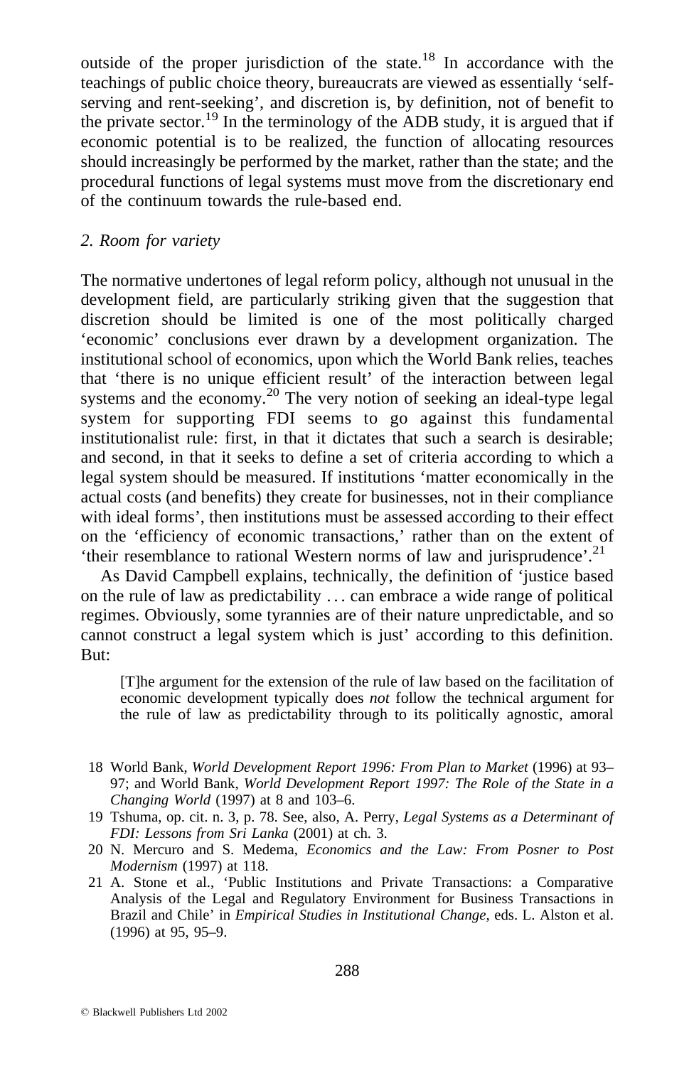outside of the proper jurisdiction of the state.[18] In accordance with the teachings of public choice theory, bureaucrats are viewed as essentially 'self-serving and rent-seeking', and discretion is, by definition, not of benefit to the private sector.[19] In the terminology of the ADB study, it is argued that if economic potential is to be realized, the function of allocating resources should increasingly be performed by the market, rather than the state; and the procedural functions of legal systems must move from the discretionary end of the continuum towards the rule-based end.

*2. Room for variety*

The normative undertones of legal reform policy, although not unusual in the development field, are particularly striking given that the suggestion that discretion should be limited is one of the most politically charged 'economic' conclusions ever drawn by a development organization. The institutional school of economics, upon which the World Bank relies, teaches that 'there is no unique efficient result' of the interaction between legal systems and the economy.[20] The very notion of seeking an ideal-type legal system for supporting FDI seems to go against this fundamental institutionalist rule: first, in that it dictates that such a search is desirable; and second, in that it seeks to define a set of criteria according to which a legal system should be measured. If institutions 'matter economically in the actual costs (and benefits) they create for businesses, not in their compliance with ideal forms', then institutions must be assessed according to their effect on the 'efficiency of economic transactions,' rather than on the extent of 'their resemblance to rational Western norms of law and jurisprudence'.[21]

As David Campbell explains, technically, the definition of 'justice based on the rule of law as predictability … can embrace a wide range of political regimes. Obviously, some tyrannies are of their nature unpredictable, and so cannot construct a legal system which is just' according to this definition. But:

> [T]he argument for the extension of the rule of law based on the facilitation of economic development typically does *not* follow the technical argument for the rule of law as predictability through to its politically agnostic, amoral

18 World Bank, *World Development Report 1996: From Plan to Market* (1996) at 93–97; and World Bank, *World Development Report 1997: The Role of the State in a Changing World* (1997) at 8 and 103–6.

19 Tshuma, op. cit. n. 3, p. 78. See, also, A. Perry, *Legal Systems as a Determinant of FDI: Lessons from Sri Lanka* (2001) at ch. 3.

20 N. Mercuro and S. Medema, *Economics and the Law: From Posner to Post Modernism* (1997) at 118.

21 A. Stone et al., 'Public Institutions and Private Transactions: a Comparative Analysis of the Legal and Regulatory Environment for Business Transactions in Brazil and Chile' in *Empirical Studies in Institutional Change*, eds. L. Alston et al. (1996) at 95, 95–9.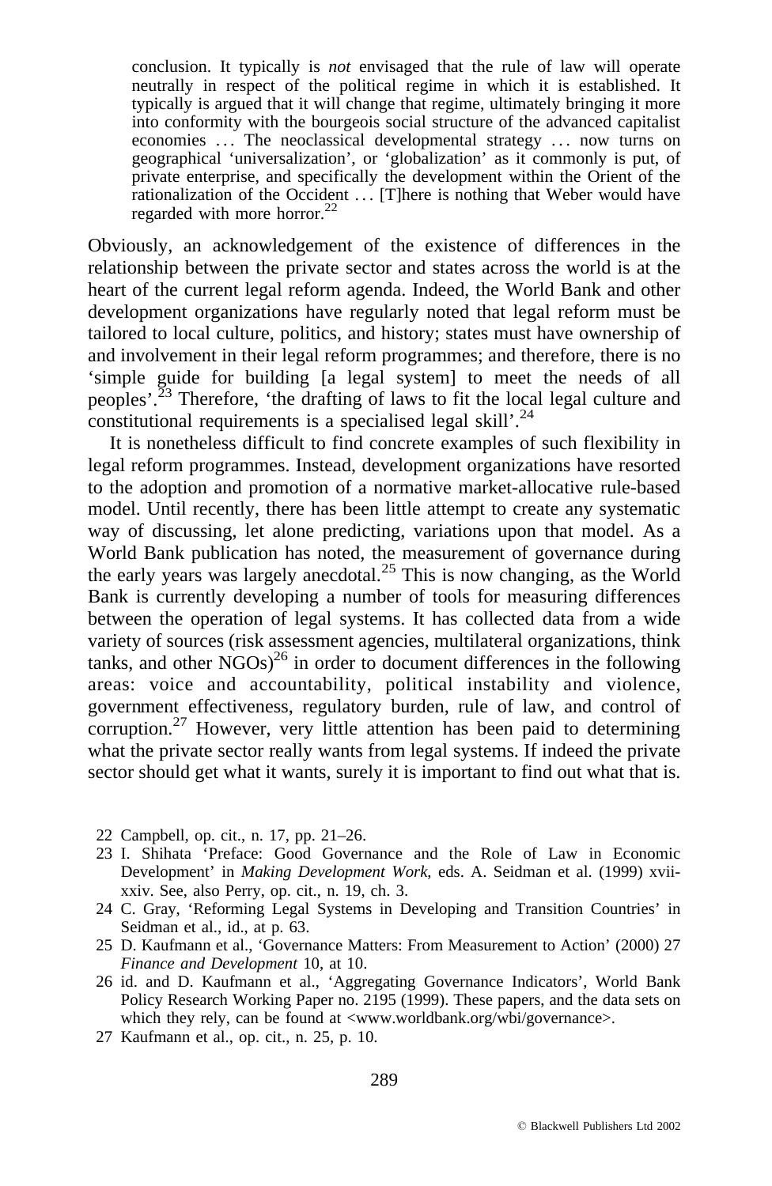> conclusion. It typically is *not* envisaged that the rule of law will operate neutrally in respect of the political regime in which it is established. It typically is argued that it will change that regime, ultimately bringing it more into conformity with the bourgeois social structure of the advanced capitalist economies ... The neoclassical developmental strategy ... now turns on geographical 'universalization', or 'globalization' as it commonly is put, of private enterprise, and specifically the development within the Orient of the rationalization of the Occident ... [T]here is nothing that Weber would have regarded with more horror.[22]

Obviously, an acknowledgement of the existence of differences in the relationship between the private sector and states across the world is at the heart of the current legal reform agenda. Indeed, the World Bank and other development organizations have regularly noted that legal reform must be tailored to local culture, politics, and history; states must have ownership of and involvement in their legal reform programmes; and therefore, there is no 'simple guide for building [a legal system] to meet the needs of all peoples'.[23] Therefore, 'the drafting of laws to fit the local legal culture and constitutional requirements is a specialised legal skill'.[24]

It is nonetheless difficult to find concrete examples of such flexibility in legal reform programmes. Instead, development organizations have resorted to the adoption and promotion of a normative market-allocative rule-based model. Until recently, there has been little attempt to create any systematic way of discussing, let alone predicting, variations upon that model. As a World Bank publication has noted, the measurement of governance during the early years was largely anecdotal.[25] This is now changing, as the World Bank is currently developing a number of tools for measuring differences between the operation of legal systems. It has collected data from a wide variety of sources (risk assessment agencies, multilateral organizations, think tanks, and other NGOs)[26] in order to document differences in the following areas: voice and accountability, political instability and violence, government effectiveness, regulatory burden, rule of law, and control of corruption.[27] However, very little attention has been paid to determining what the private sector really wants from legal systems. If indeed the private sector should get what it wants, surely it is important to find out what that is.

22 Campbell, op. cit., n. 17, pp. 21–26.

23 I. Shihata 'Preface: Good Governance and the Role of Law in Economic Development' in *Making Development Work*, eds. A. Seidman et al. (1999) xvii-xxiv. See, also Perry, op. cit., n. 19, ch. 3.

24 C. Gray, 'Reforming Legal Systems in Developing and Transition Countries' in Seidman et al., id., at p. 63.

25 D. Kaufmann et al., 'Governance Matters: From Measurement to Action' (2000) 27 *Finance and Development* 10, at 10.

26 id. and D. Kaufmann et al., 'Aggregating Governance Indicators', World Bank Policy Research Working Paper no. 2195 (1999). These papers, and the data sets on which they rely, can be found at <www.worldbank.org/wbi/governance>.

27 Kaufmann et al., op. cit., n. 25, p. 10.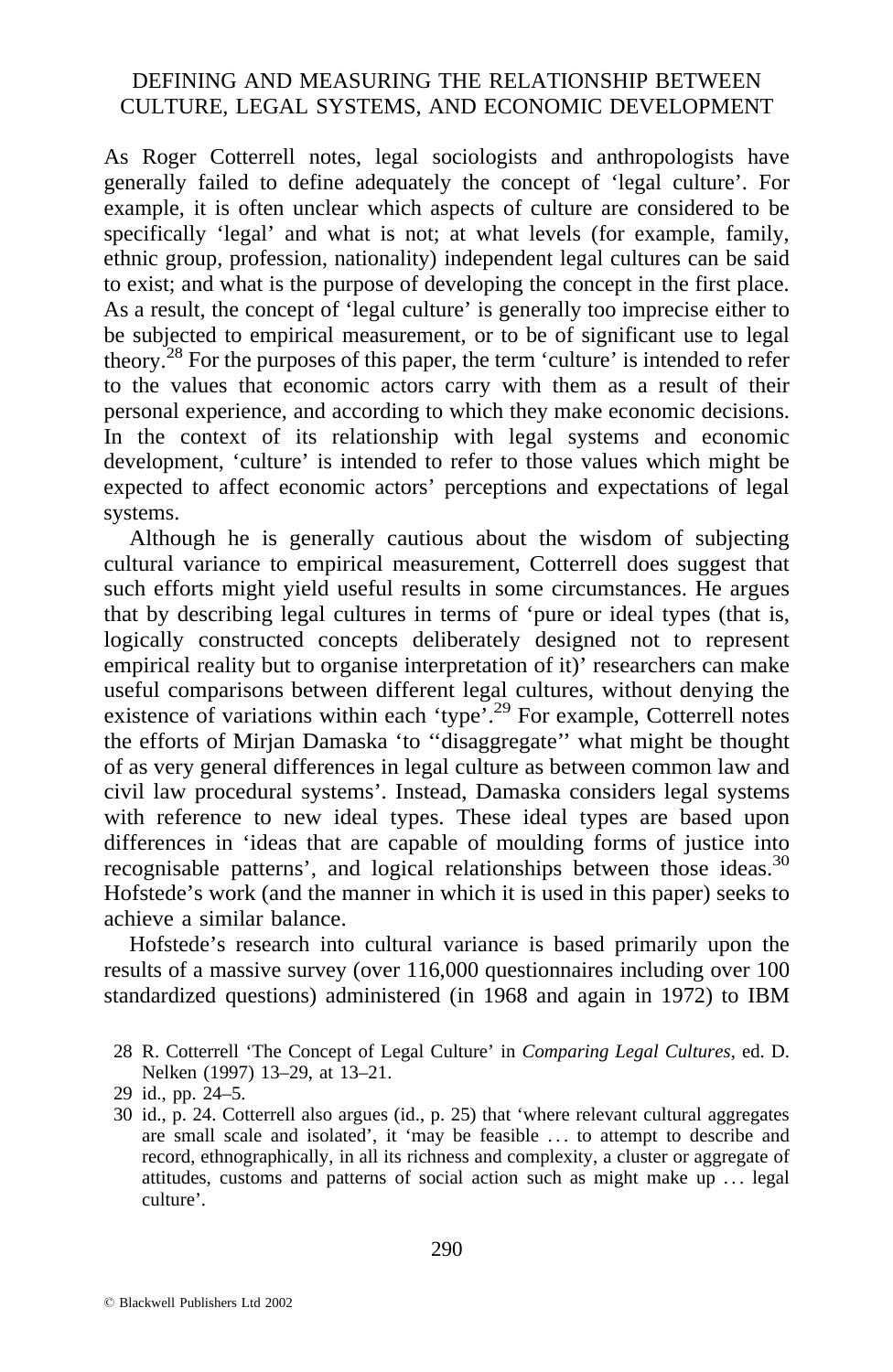As Roger Cotterrell notes, legal sociologists and anthropologists have generally failed to define adequately the concept of 'legal culture'. For example, it is often unclear which aspects of culture are considered to be specifically 'legal' and what is not; at what levels (for example, family, ethnic group, profession, nationality) independent legal cultures can be said to exist; and what is the purpose of developing the concept in the first place. As a result, the concept of 'legal culture' is generally too imprecise either to be subjected to empirical measurement, or to be of significant use to legal theory.[28] For the purposes of this paper, the term 'culture' is intended to refer to the values that economic actors carry with them as a result of their personal experience, and according to which they make economic decisions. In the context of its relationship with legal systems and economic development, 'culture' is intended to refer to those values which might be expected to affect economic actors' perceptions and expectations of legal systems.

Although he is generally cautious about the wisdom of subjecting cultural variance to empirical measurement, Cotterrell does suggest that such efforts might yield useful results in some circumstances. He argues that by describing legal cultures in terms of 'pure or ideal types (that is, logically constructed concepts deliberately designed not to represent empirical reality but to organise interpretation of it)' researchers can make useful comparisons between different legal cultures, without denying the existence of variations within each 'type'.[29] For example, Cotterrell notes the efforts of Mirjan Damaska 'to ''disaggregate'' what might be thought of as very general differences in legal culture as between common law and civil law procedural systems'. Instead, Damaska considers legal systems with reference to new ideal types. These ideal types are based upon differences in 'ideas that are capable of moulding forms of justice into recognisable patterns', and logical relationships between those ideas.[30] Hofstede's work (and the manner in which it is used in this paper) seeks to achieve a similar balance.

Hofstede's research into cultural variance is based primarily upon the results of a massive survey (over 116,000 questionnaires including over 100 standardized questions) administered (in 1968 and again in 1972) to IBM

28 R. Cotterrell 'The Concept of Legal Culture' in *Comparing Legal Cultures*, ed. D. Nelken (1997) 13–29, at 13–21.

29 id., pp. 24–5.

30 id., p. 24. Cotterrell also argues (id., p. 25) that 'where relevant cultural aggregates are small scale and isolated', it 'may be feasible … to attempt to describe and record, ethnographically, in all its richness and complexity, a cluster or aggregate of attitudes, customs and patterns of social action such as might make up … legal culture'.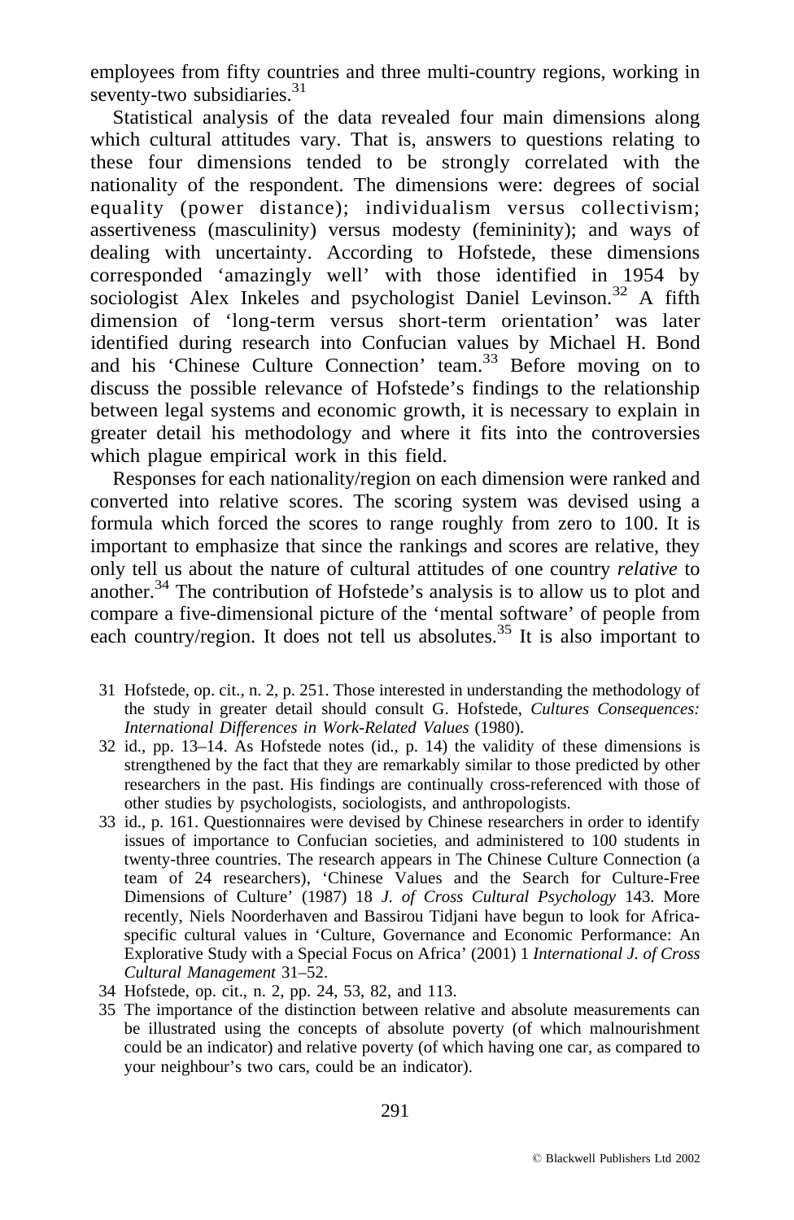employees from fifty countries and three multi-country regions, working in seventy-two subsidiaries.[31]

Statistical analysis of the data revealed four main dimensions along which cultural attitudes vary. That is, answers to questions relating to these four dimensions tended to be strongly correlated with the nationality of the respondent. The dimensions were: degrees of social equality (power distance); individualism versus collectivism; assertiveness (masculinity) versus modesty (femininity); and ways of dealing with uncertainty. According to Hofstede, these dimensions corresponded 'amazingly well' with those identified in 1954 by sociologist Alex Inkeles and psychologist Daniel Levinson.[32] A fifth dimension of 'long-term versus short-term orientation' was later identified during research into Confucian values by Michael H. Bond and his 'Chinese Culture Connection' team.[33] Before moving on to discuss the possible relevance of Hofstede's findings to the relationship between legal systems and economic growth, it is necessary to explain in greater detail his methodology and where it fits into the controversies which plague empirical work in this field.

Responses for each nationality/region on each dimension were ranked and converted into relative scores. The scoring system was devised using a formula which forced the scores to range roughly from zero to 100. It is important to emphasize that since the rankings and scores are relative, they only tell us about the nature of cultural attitudes of one country *relative* to another.[34] The contribution of Hofstede's analysis is to allow us to plot and compare a five-dimensional picture of the 'mental software' of people from each country/region. It does not tell us absolutes.[35] It is also important to

31 Hofstede, op. cit., n. 2, p. 251. Those interested in understanding the methodology of the study in greater detail should consult G. Hofstede, *Cultures Consequences: International Differences in Work-Related Values* (1980).

32 id., pp. 13–14. As Hofstede notes (id., p. 14) the validity of these dimensions is strengthened by the fact that they are remarkably similar to those predicted by other researchers in the past. His findings are continually cross-referenced with those of other studies by psychologists, sociologists, and anthropologists.

33 id., p. 161. Questionnaires were devised by Chinese researchers in order to identify issues of importance to Confucian societies, and administered to 100 students in twenty-three countries. The research appears in The Chinese Culture Connection (a team of 24 researchers), 'Chinese Values and the Search for Culture-Free Dimensions of Culture' (1987) 18 *J. of Cross Cultural Psychology* 143. More recently, Niels Noorderhaven and Bassirou Tidjani have begun to look for Africa-specific cultural values in 'Culture, Governance and Economic Performance: An Explorative Study with a Special Focus on Africa' (2001) 1 *International J. of Cross Cultural Management* 31–52.

34 Hofstede, op. cit., n. 2, pp. 24, 53, 82, and 113.

35 The importance of the distinction between relative and absolute measurements can be illustrated using the concepts of absolute poverty (of which malnourishment could be an indicator) and relative poverty (of which having one car, as compared to your neighbour's two cars, could be an indicator).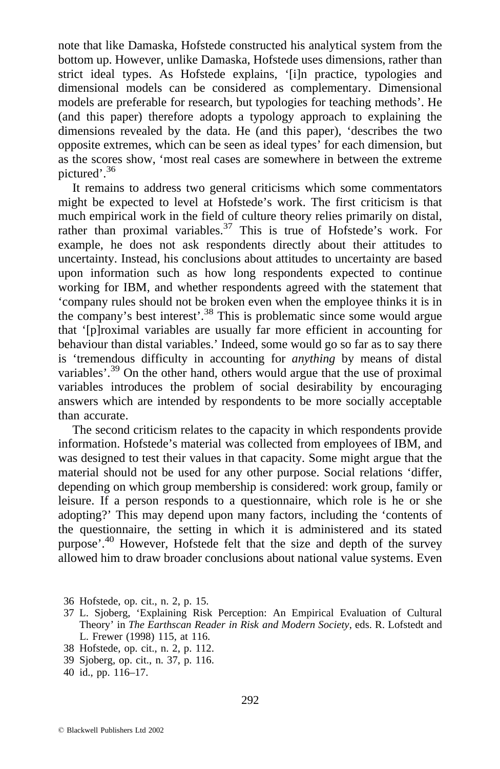note that like Damaska, Hofstede constructed his analytical system from the bottom up. However, unlike Damaska, Hofstede uses dimensions, rather than strict ideal types. As Hofstede explains, '[i]n practice, typologies and dimensional models can be considered as complementary. Dimensional models are preferable for research, but typologies for teaching methods'. He (and this paper) therefore adopts a typology approach to explaining the dimensions revealed by the data. He (and this paper), 'describes the two opposite extremes, which can be seen as ideal types' for each dimension, but as the scores show, 'most real cases are somewhere in between the extreme pictured'.[36]

It remains to address two general criticisms which some commentators might be expected to level at Hofstede's work. The first criticism is that much empirical work in the field of culture theory relies primarily on distal, rather than proximal variables.[37] This is true of Hofstede's work. For example, he does not ask respondents directly about their attitudes to uncertainty. Instead, his conclusions about attitudes to uncertainty are based upon information such as how long respondents expected to continue working for IBM, and whether respondents agreed with the statement that 'company rules should not be broken even when the employee thinks it is in the company's best interest'.[38] This is problematic since some would argue that '[p]roximal variables are usually far more efficient in accounting for behaviour than distal variables.' Indeed, some would go so far as to say there is 'tremendous difficulty in accounting for *anything* by means of distal variables'.[39] On the other hand, others would argue that the use of proximal variables introduces the problem of social desirability by encouraging answers which are intended by respondents to be more socially acceptable than accurate.

The second criticism relates to the capacity in which respondents provide information. Hofstede's material was collected from employees of IBM, and was designed to test their values in that capacity. Some might argue that the material should not be used for any other purpose. Social relations 'differ, depending on which group membership is considered: work group, family or leisure. If a person responds to a questionnaire, which role is he or she adopting?' This may depend upon many factors, including the 'contents of the questionnaire, the setting in which it is administered and its stated purpose'.[40] However, Hofstede felt that the size and depth of the survey allowed him to draw broader conclusions about national value systems. Even

36 Hofstede, op. cit., n. 2, p. 15.

37 L. Sjoberg, 'Explaining Risk Perception: An Empirical Evaluation of Cultural Theory' in *The Earthscan Reader in Risk and Modern Society*, eds. R. Lofstedt and L. Frewer (1998) 115, at 116.

38 Hofstede, op. cit., n. 2, p. 112.

39 Sjoberg, op. cit., n. 37, p. 116.

40 id., pp. 116–17.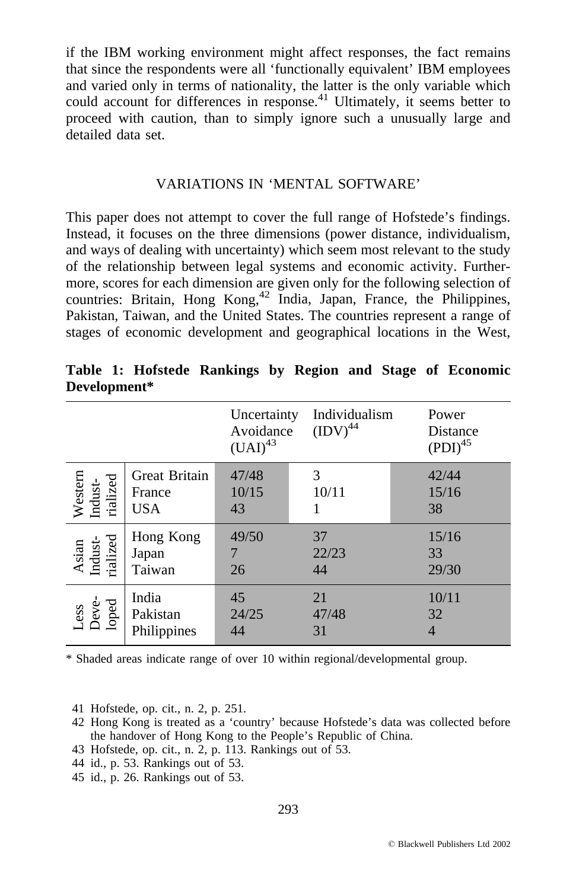if the IBM working environment might affect responses, the fact remains that since the respondents were all 'functionally equivalent' IBM employees and varied only in terms of nationality, the latter is the only variable which could account for differences in response.[41] Ultimately, it seems better to proceed with caution, than to simply ignore such a unusually large and detailed data set.

## VARIATIONS IN 'MENTAL SOFTWARE'

This paper does not attempt to cover the full range of Hofstede's findings. Instead, it focuses on the three dimensions (power distance, individualism, and ways of dealing with uncertainty) which seem most relevant to the study of the relationship between legal systems and economic activity. Furthermore, scores for each dimension are given only for the following selection of countries: Britain, Hong Kong,[42] India, Japan, France, the Philippines, Pakistan, Taiwan, and the United States. The countries represent a range of stages of economic development and geographical locations in the West,

**Table 1: Hofstede Rankings by Region and Stage of Economic Development***

| | | Uncertainty Avoidance (UAI)[43] | Individualism (IDV)[44] | Power Distance (PDI)[45] |
|---|---|---|---|---|
| Western Industrialized | Great Britain | 47/48 | 3 | 42/44 |
| | France | 10/15 | 10/11 | 15/16 |
| | USA | 43 | 1 | 38 |
| Asian Industrialized | Hong Kong | 49/50 | 37 | 15/16 |
| | Japan | 7 | 22/23 | 33 |
| | Taiwan | 26 | 44 | 29/30 |
| Less Developed | India | 45 | 21 | 10/11 |
| | Pakistan | 24/25 | 47/48 | 32 |
| | Philippines | 44 | 31 | 4 |

* Shaded areas indicate range of over 10 within regional/developmental group.

41 Hofstede, op. cit., n. 2, p. 251.

42 Hong Kong is treated as a 'country' because Hofstede's data was collected before the handover of Hong Kong to the People's Republic of China.

43 Hofstede, op. cit., n. 2, p. 113. Rankings out of 53.

44 id., p. 53. Rankings out of 53.

45 id., p. 26. Rankings out of 53.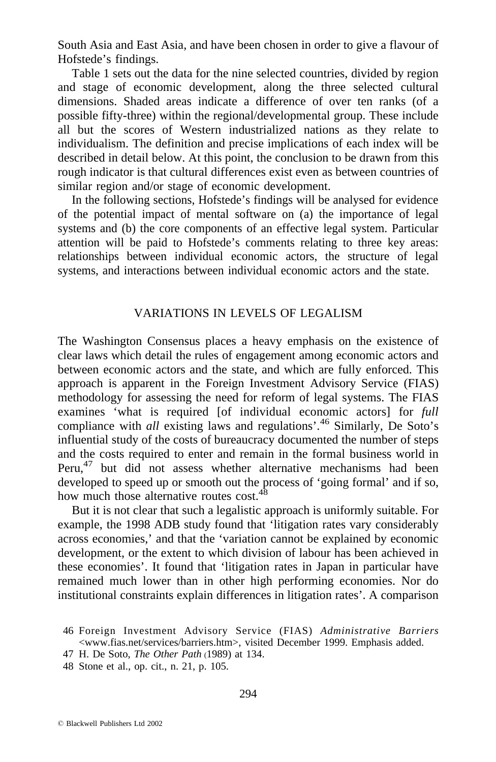South Asia and East Asia, and have been chosen in order to give a flavour of Hofstede's findings.

Table 1 sets out the data for the nine selected countries, divided by region and stage of economic development, along the three selected cultural dimensions. Shaded areas indicate a difference of over ten ranks (of a possible fifty-three) within the regional/developmental group. These include all but the scores of Western industrialized nations as they relate to individualism. The definition and precise implications of each index will be described in detail below. At this point, the conclusion to be drawn from this rough indicator is that cultural differences exist even as between countries of similar region and/or stage of economic development.

In the following sections, Hofstede's findings will be analysed for evidence of the potential impact of mental software on (a) the importance of legal systems and (b) the core components of an effective legal system. Particular attention will be paid to Hofstede's comments relating to three key areas: relationships between individual economic actors, the structure of legal systems, and interactions between individual economic actors and the state.

## VARIATIONS IN LEVELS OF LEGALISM

The Washington Consensus places a heavy emphasis on the existence of clear laws which detail the rules of engagement among economic actors and between economic actors and the state, and which are fully enforced. This approach is apparent in the Foreign Investment Advisory Service (FIAS) methodology for assessing the need for reform of legal systems. The FIAS examines 'what is required [of individual economic actors] for *full* compliance with *all* existing laws and regulations'.[46] Similarly, De Soto's influential study of the costs of bureaucracy documented the number of steps and the costs required to enter and remain in the formal business world in Peru,[47] but did not assess whether alternative mechanisms had been developed to speed up or smooth out the process of 'going formal' and if so, how much those alternative routes cost.[48]

But it is not clear that such a legalistic approach is uniformly suitable. For example, the 1998 ADB study found that 'litigation rates vary considerably across economies,' and that the 'variation cannot be explained by economic development, or the extent to which division of labour has been achieved in these economies'. It found that 'litigation rates in Japan in particular have remained much lower than in other high performing economies. Nor do institutional constraints explain differences in litigation rates'. A comparison

46 Foreign Investment Advisory Service (FIAS) *Administrative Barriers* <www.fias.net/services/barriers.htm>, visited December 1999. Emphasis added.

47 H. De Soto, *The Other Path* (1989) at 134.

48 Stone et al., op. cit., n. 21, p. 105.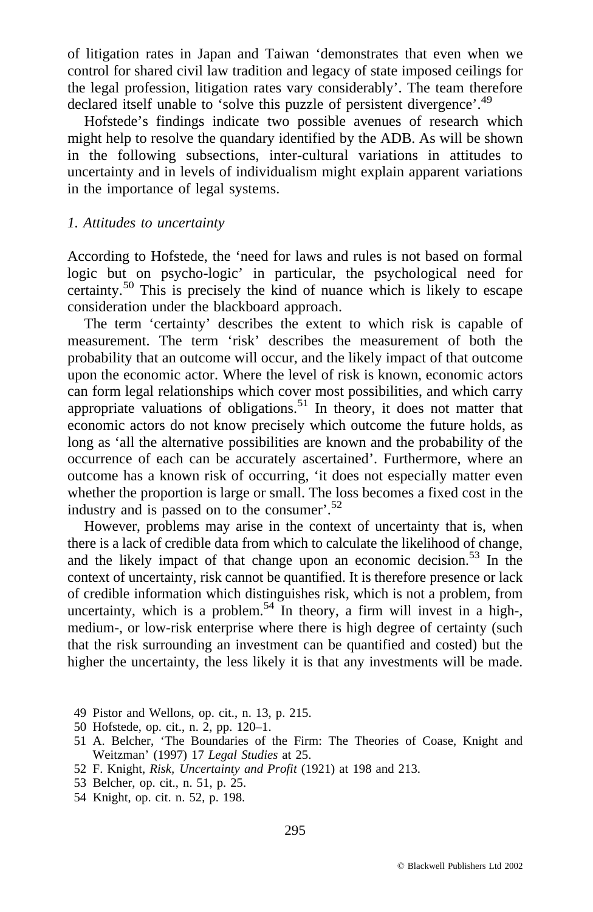of litigation rates in Japan and Taiwan 'demonstrates that even when we control for shared civil law tradition and legacy of state imposed ceilings for the legal profession, litigation rates vary considerably'. The team therefore declared itself unable to 'solve this puzzle of persistent divergence'.[49]

Hofstede's findings indicate two possible avenues of research which might help to resolve the quandary identified by the ADB. As will be shown in the following subsections, inter-cultural variations in attitudes to uncertainty and in levels of individualism might explain apparent variations in the importance of legal systems.

*1. Attitudes to uncertainty*

According to Hofstede, the 'need for laws and rules is not based on formal logic but on psycho-logic' in particular, the psychological need for certainty.[50] This is precisely the kind of nuance which is likely to escape consideration under the blackboard approach.

The term 'certainty' describes the extent to which risk is capable of measurement. The term 'risk' describes the measurement of both the probability that an outcome will occur, and the likely impact of that outcome upon the economic actor. Where the level of risk is known, economic actors can form legal relationships which cover most possibilities, and which carry appropriate valuations of obligations.[51] In theory, it does not matter that economic actors do not know precisely which outcome the future holds, as long as 'all the alternative possibilities are known and the probability of the occurrence of each can be accurately ascertained'. Furthermore, where an outcome has a known risk of occurring, 'it does not especially matter even whether the proportion is large or small. The loss becomes a fixed cost in the industry and is passed on to the consumer'.[52]

However, problems may arise in the context of uncertainty that is, when there is a lack of credible data from which to calculate the likelihood of change, and the likely impact of that change upon an economic decision.[53] In the context of uncertainty, risk cannot be quantified. It is therefore presence or lack of credible information which distinguishes risk, which is not a problem, from uncertainty, which is a problem.[54] In theory, a firm will invest in a high-, medium-, or low-risk enterprise where there is high degree of certainty (such that the risk surrounding an investment can be quantified and costed) but the higher the uncertainty, the less likely it is that any investments will be made.

49 Pistor and Wellons, op. cit., n. 13, p. 215.

50 Hofstede, op. cit., n. 2, pp. 120–1.

51 A. Belcher, 'The Boundaries of the Firm: The Theories of Coase, Knight and Weitzman' (1997) 17 *Legal Studies* at 25.

52 F. Knight, *Risk, Uncertainty and Profit* (1921) at 198 and 213.

53 Belcher, op. cit., n. 51, p. 25.

54 Knight, op. cit. n. 52, p. 198.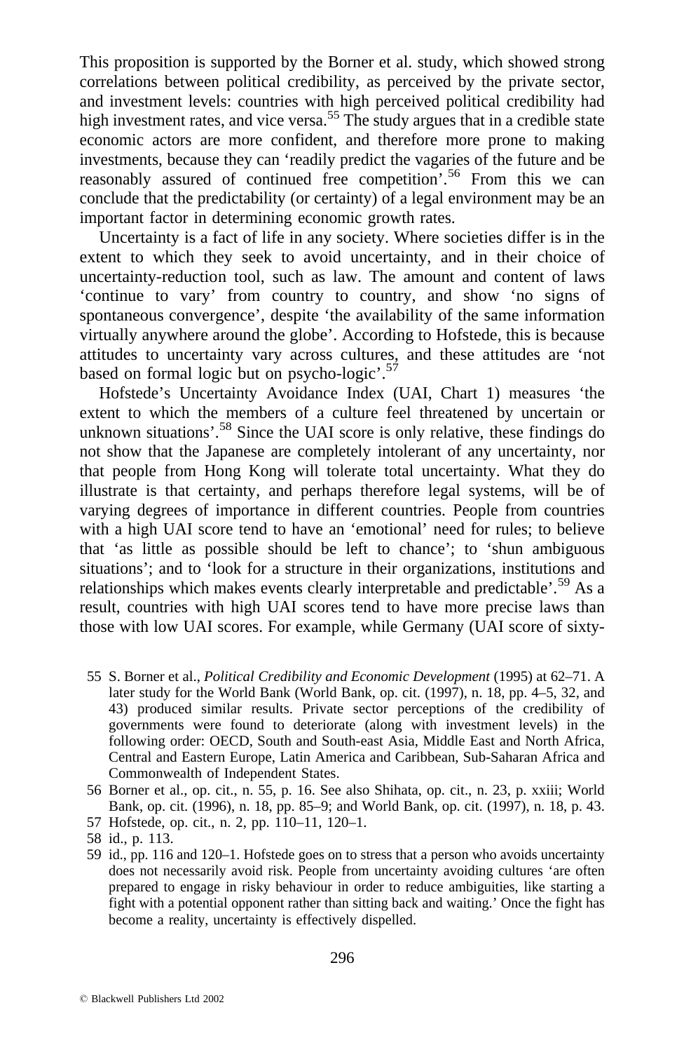This proposition is supported by the Borner et al. study, which showed strong correlations between political credibility, as perceived by the private sector, and investment levels: countries with high perceived political credibility had high investment rates, and vice versa.[55] The study argues that in a credible state economic actors are more confident, and therefore more prone to making investments, because they can 'readily predict the vagaries of the future and be reasonably assured of continued free competition'.[56] From this we can conclude that the predictability (or certainty) of a legal environment may be an important factor in determining economic growth rates.

Uncertainty is a fact of life in any society. Where societies differ is in the extent to which they seek to avoid uncertainty, and in their choice of uncertainty-reduction tool, such as law. The amount and content of laws 'continue to vary' from country to country, and show 'no signs of spontaneous convergence', despite 'the availability of the same information virtually anywhere around the globe'. According to Hofstede, this is because attitudes to uncertainty vary across cultures, and these attitudes are 'not based on formal logic but on psycho-logic'.[57]

Hofstede's Uncertainty Avoidance Index (UAI, Chart 1) measures 'the extent to which the members of a culture feel threatened by uncertain or unknown situations'.[58] Since the UAI score is only relative, these findings do not show that the Japanese are completely intolerant of any uncertainty, nor that people from Hong Kong will tolerate total uncertainty. What they do illustrate is that certainty, and perhaps therefore legal systems, will be of varying degrees of importance in different countries. People from countries with a high UAI score tend to have an 'emotional' need for rules; to believe that 'as little as possible should be left to chance'; to 'shun ambiguous situations'; and to 'look for a structure in their organizations, institutions and relationships which makes events clearly interpretable and predictable'.[59] As a result, countries with high UAI scores tend to have more precise laws than those with low UAI scores. For example, while Germany (UAI score of sixty-

55 S. Borner et al., *Political Credibility and Economic Development* (1995) at 62–71. A later study for the World Bank (World Bank, op. cit. (1997), n. 18, pp. 4–5, 32, and 43) produced similar results. Private sector perceptions of the credibility of governments were found to deteriorate (along with investment levels) in the following order: OECD, South and South-east Asia, Middle East and North Africa, Central and Eastern Europe, Latin America and Caribbean, Sub-Saharan Africa and Commonwealth of Independent States.

56 Borner et al., op. cit., n. 55, p. 16. See also Shihata, op. cit., n. 23, p. xxiii; World Bank, op. cit. (1996), n. 18, pp. 85–9; and World Bank, op. cit. (1997), n. 18, p. 43.

57 Hofstede, op. cit., n. 2, pp. 110–11, 120–1.

58 id., p. 113.

59 id., pp. 116 and 120–1. Hofstede goes on to stress that a person who avoids uncertainty does not necessarily avoid risk. People from uncertainty avoiding cultures 'are often prepared to engage in risky behaviour in order to reduce ambiguities, like starting a fight with a potential opponent rather than sitting back and waiting.' Once the fight has become a reality, uncertainty is effectively dispelled.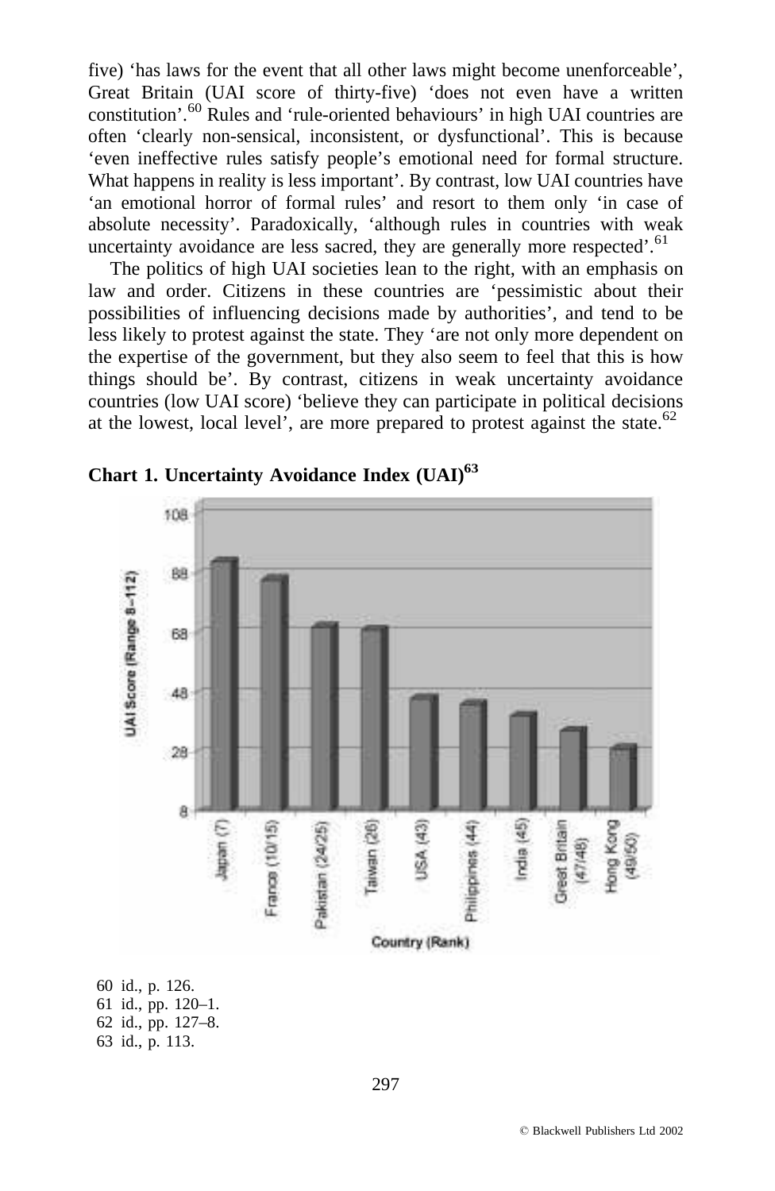five) 'has laws for the event that all other laws might become unenforceable', Great Britain (UAI score of thirty-five) 'does not even have a written constitution'.[60] Rules and 'rule-oriented behaviours' in high UAI countries are often 'clearly non-sensical, inconsistent, or dysfunctional'. This is because 'even ineffective rules satisfy people's emotional need for formal structure. What happens in reality is less important'. By contrast, low UAI countries have 'an emotional horror of formal rules' and resort to them only 'in case of absolute necessity'. Paradoxically, 'although rules in countries with weak uncertainty avoidance are less sacred, they are generally more respected'.[61]

The politics of high UAI societies lean to the right, with an emphasis on law and order. Citizens in these countries are 'pessimistic about their possibilities of influencing decisions made by authorities', and tend to be less likely to protest against the state. They 'are not only more dependent on the expertise of the government, but they also seem to feel that this is how things should be'. By contrast, citizens in weak uncertainty avoidance countries (low UAI score) 'believe they can participate in political decisions at the lowest, local level', are more prepared to protest against the state.[62]

**Chart 1. Uncertainty Avoidance Index (UAI)[63]**

UAI Score (Range 8–112)

Country (Rank): Japan (7), France (10/15), Pakistan (24/25), Taiwan (26), USA (43), Philippines (44), India (45), Great Britain (47/48), Hong Kong (49/50)

60 id., p. 126.
61 id., pp. 120–1.
62 id., pp. 127–8.
63 id., p. 113.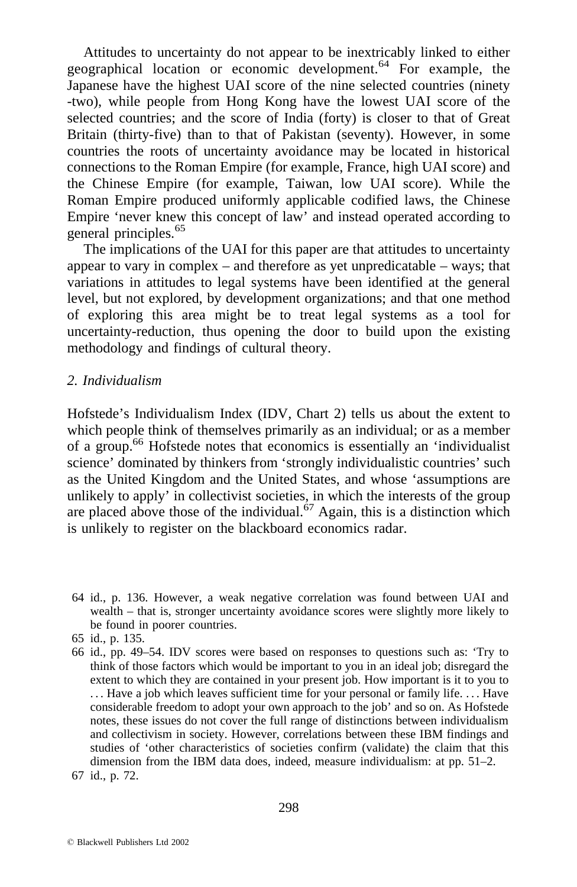Attitudes to uncertainty do not appear to be inextricably linked to either geographical location or economic development.[64] For example, the Japanese have the highest UAI score of the nine selected countries (ninety -two), while people from Hong Kong have the lowest UAI score of the selected countries; and the score of India (forty) is closer to that of Great Britain (thirty-five) than to that of Pakistan (seventy). However, in some countries the roots of uncertainty avoidance may be located in historical connections to the Roman Empire (for example, France, high UAI score) and the Chinese Empire (for example, Taiwan, low UAI score). While the Roman Empire produced uniformly applicable codified laws, the Chinese Empire 'never knew this concept of law' and instead operated according to general principles.[65]

The implications of the UAI for this paper are that attitudes to uncertainty appear to vary in complex – and therefore as yet unpredicatable – ways; that variations in attitudes to legal systems have been identified at the general level, but not explored, by development organizations; and that one method of exploring this area might be to treat legal systems as a tool for uncertainty-reduction, thus opening the door to build upon the existing methodology and findings of cultural theory.

*2. Individualism*

Hofstede's Individualism Index (IDV, Chart 2) tells us about the extent to which people think of themselves primarily as an individual; or as a member of a group.[66] Hofstede notes that economics is essentially an 'individualist science' dominated by thinkers from 'strongly individualistic countries' such as the United Kingdom and the United States, and whose 'assumptions are unlikely to apply' in collectivist societies, in which the interests of the group are placed above those of the individual.[67] Again, this is a distinction which is unlikely to register on the blackboard economics radar.

64 id., p. 136. However, a weak negative correlation was found between UAI and wealth – that is, stronger uncertainty avoidance scores were slightly more likely to be found in poorer countries.

65 id., p. 135.

66 id., pp. 49–54. IDV scores were based on responses to questions such as: 'Try to think of those factors which would be important to you in an ideal job; disregard the extent to which they are contained in your present job. How important is it to you to . . . Have a job which leaves sufficient time for your personal or family life. . . . Have considerable freedom to adopt your own approach to the job' and so on. As Hofstede notes, these issues do not cover the full range of distinctions between individualism and collectivism in society. However, correlations between these IBM findings and studies of 'other characteristics of societies confirm (validate) the claim that this dimension from the IBM data does, indeed, measure individualism: at pp. 51–2.

67 id., p. 72.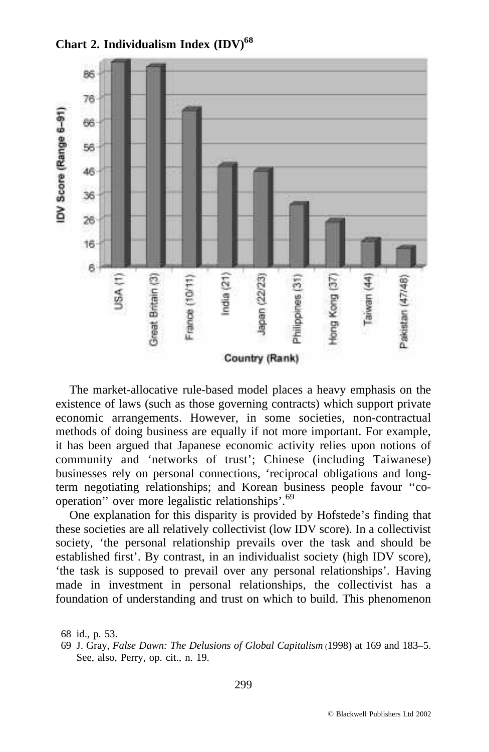**Chart 2. Individualism Index (IDV)[68]**

The market-allocative rule-based model places a heavy emphasis on the existence of laws (such as those governing contracts) which support private economic arrangements. However, in some societies, non-contractual methods of doing business are equally if not more important. For example, it has been argued that Japanese economic activity relies upon notions of community and 'networks of trust'; Chinese (including Taiwanese) businesses rely on personal connections, 'reciprocal obligations and long-term negotiating relationships; and Korean business people favour ''co-operation'' over more legalistic relationships'.[69]

One explanation for this disparity is provided by Hofstede's finding that these societies are all relatively collectivist (low IDV score). In a collectivist society, 'the personal relationship prevails over the task and should be established first'. By contrast, in an individualist society (high IDV score), 'the task is supposed to prevail over any personal relationships'. Having made in investment in personal relationships, the collectivist has a foundation of understanding and trust on which to build. This phenomenon

68 id., p. 53.

69 J. Gray, *False Dawn: The Delusions of Global Capitalism* (1998) at 169 and 183–5. See, also, Perry, op. cit., n. 19.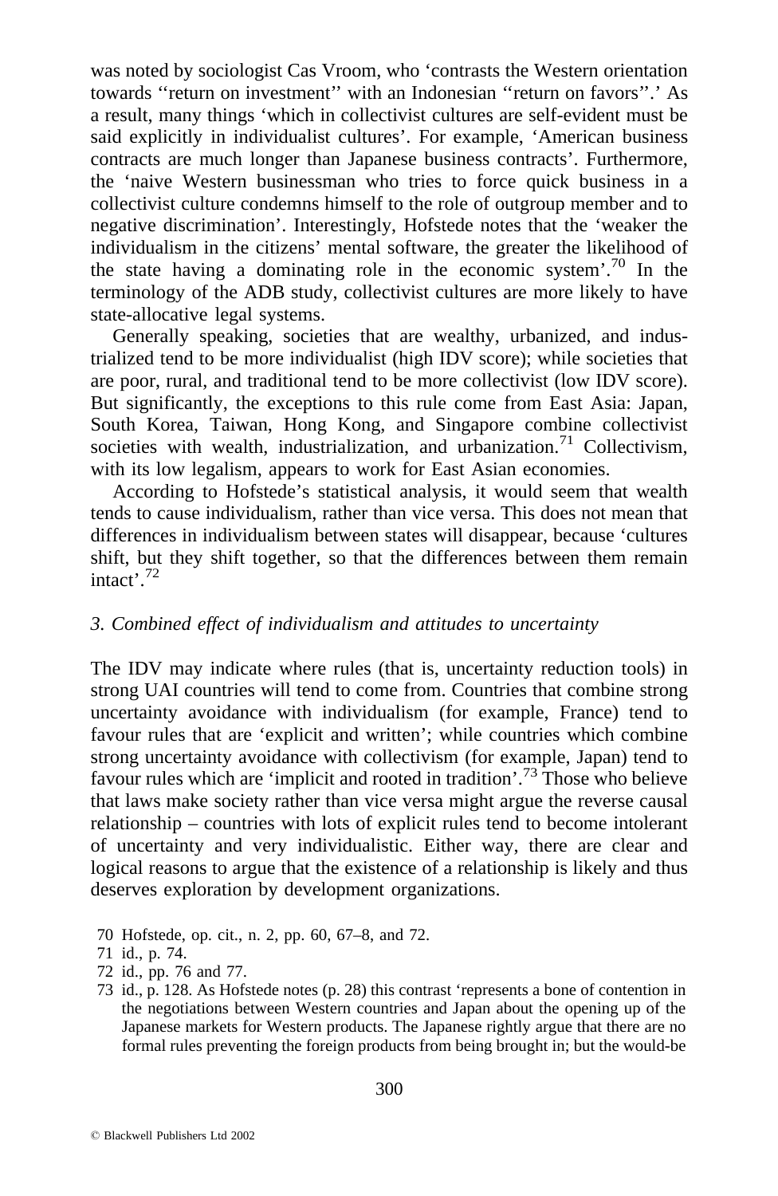was noted by sociologist Cas Vroom, who 'contrasts the Western orientation towards ''return on investment'' with an Indonesian ''return on favors''.' As a result, many things 'which in collectivist cultures are self-evident must be said explicitly in individualist cultures'. For example, 'American business contracts are much longer than Japanese business contracts'. Furthermore, the 'naive Western businessman who tries to force quick business in a collectivist culture condemns himself to the role of outgroup member and to negative discrimination'. Interestingly, Hofstede notes that the 'weaker the individualism in the citizens' mental software, the greater the likelihood of the state having a dominating role in the economic system'.[70] In the terminology of the ADB study, collectivist cultures are more likely to have state-allocative legal systems.

Generally speaking, societies that are wealthy, urbanized, and industrialized tend to be more individualist (high IDV score); while societies that are poor, rural, and traditional tend to be more collectivist (low IDV score). But significantly, the exceptions to this rule come from East Asia: Japan, South Korea, Taiwan, Hong Kong, and Singapore combine collectivist societies with wealth, industrialization, and urbanization.[71] Collectivism, with its low legalism, appears to work for East Asian economies.

According to Hofstede's statistical analysis, it would seem that wealth tends to cause individualism, rather than vice versa. This does not mean that differences in individualism between states will disappear, because 'cultures shift, but they shift together, so that the differences between them remain intact'.[72]

### *3. Combined effect of individualism and attitudes to uncertainty*

The IDV may indicate where rules (that is, uncertainty reduction tools) in strong UAI countries will tend to come from. Countries that combine strong uncertainty avoidance with individualism (for example, France) tend to favour rules that are 'explicit and written'; while countries which combine strong uncertainty avoidance with collectivism (for example, Japan) tend to favour rules which are 'implicit and rooted in tradition'.[73] Those who believe that laws make society rather than vice versa might argue the reverse causal relationship – countries with lots of explicit rules tend to become intolerant of uncertainty and very individualistic. Either way, there are clear and logical reasons to argue that the existence of a relationship is likely and thus deserves exploration by development organizations.

70 Hofstede, op. cit., n. 2, pp. 60, 67–8, and 72.

71 id., p. 74.

72 id., pp. 76 and 77.

73 id., p. 128. As Hofstede notes (p. 28) this contrast 'represents a bone of contention in the negotiations between Western countries and Japan about the opening up of the Japanese markets for Western products. The Japanese rightly argue that there are no formal rules preventing the foreign products from being brought in; but the would-be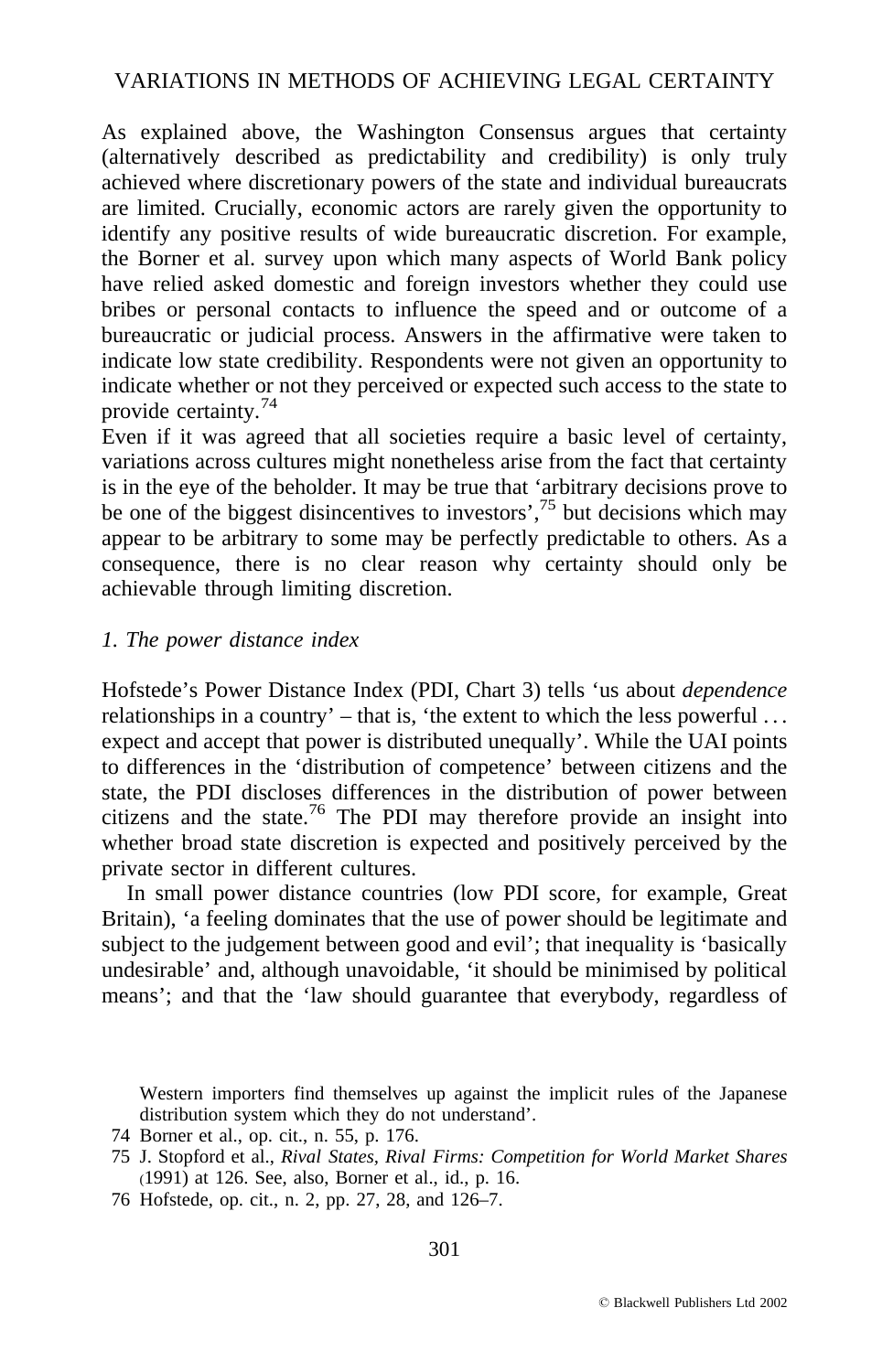As explained above, the Washington Consensus argues that certainty (alternatively described as predictability and credibility) is only truly achieved where discretionary powers of the state and individual bureaucrats are limited. Crucially, economic actors are rarely given the opportunity to identify any positive results of wide bureaucratic discretion. For example, the Borner et al. survey upon which many aspects of World Bank policy have relied asked domestic and foreign investors whether they could use bribes or personal contacts to influence the speed and or outcome of a bureaucratic or judicial process. Answers in the affirmative were taken to indicate low state credibility. Respondents were not given an opportunity to indicate whether or not they perceived or expected such access to the state to provide certainty.[74]

Even if it was agreed that all societies require a basic level of certainty, variations across cultures might nonetheless arise from the fact that certainty is in the eye of the beholder. It may be true that 'arbitrary decisions prove to be one of the biggest disincentives to investors',[75] but decisions which may appear to be arbitrary to some may be perfectly predictable to others. As a consequence, there is no clear reason why certainty should only be achievable through limiting discretion.

*1. The power distance index*

Hofstede's Power Distance Index (PDI, Chart 3) tells 'us about *dependence* relationships in a country' – that is, 'the extent to which the less powerful . . . expect and accept that power is distributed unequally'. While the UAI points to differences in the 'distribution of competence' between citizens and the state, the PDI discloses differences in the distribution of power between citizens and the state.[76] The PDI may therefore provide an insight into whether broad state discretion is expected and positively perceived by the private sector in different cultures.

In small power distance countries (low PDI score, for example, Great Britain), 'a feeling dominates that the use of power should be legitimate and subject to the judgement between good and evil'; that inequality is 'basically undesirable' and, although unavoidable, 'it should be minimised by political means'; and that the 'law should guarantee that everybody, regardless of

Western importers find themselves up against the implicit rules of the Japanese distribution system which they do not understand'.

74 Borner et al., op. cit., n. 55, p. 176.

75 J. Stopford et al., *Rival States, Rival Firms: Competition for World Market Shares* (1991) at 126. See, also, Borner et al., id., p. 16.

76 Hofstede, op. cit., n. 2, pp. 27, 28, and 126–7.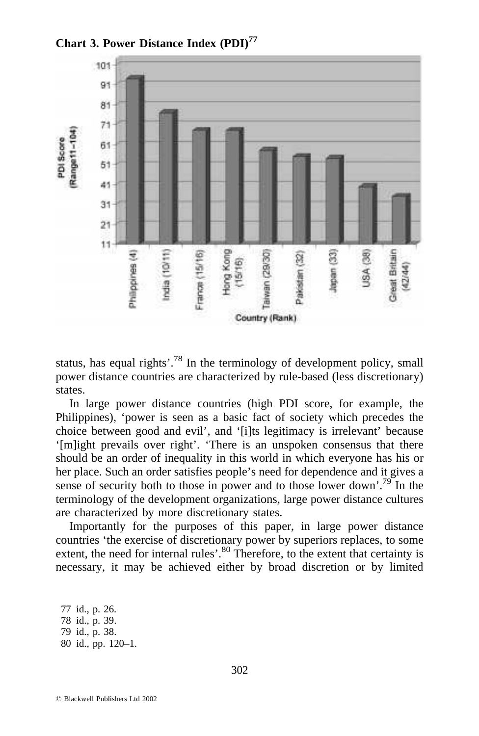**Chart 3. Power Distance Index (PDI)[77]**

status, has equal rights'.[78] In the terminology of development policy, small power distance countries are characterized by rule-based (less discretionary) states.

In large power distance countries (high PDI score, for example, the Philippines), 'power is seen as a basic fact of society which precedes the choice between good and evil', and '[i]ts legitimacy is irrelevant' because '[m]ight prevails over right'. 'There is an unspoken consensus that there should be an order of inequality in this world in which everyone has his or her place. Such an order satisfies people's need for dependence and it gives a sense of security both to those in power and to those lower down'.[79] In the terminology of the development organizations, large power distance cultures are characterized by more discretionary states.

Importantly for the purposes of this paper, in large power distance countries 'the exercise of discretionary power by superiors replaces, to some extent, the need for internal rules'.[80] Therefore, to the extent that certainty is necessary, it may be achieved either by broad discretion or by limited

77 id., p. 26.
78 id., p. 39.
79 id., p. 38.
80 id., pp. 120–1.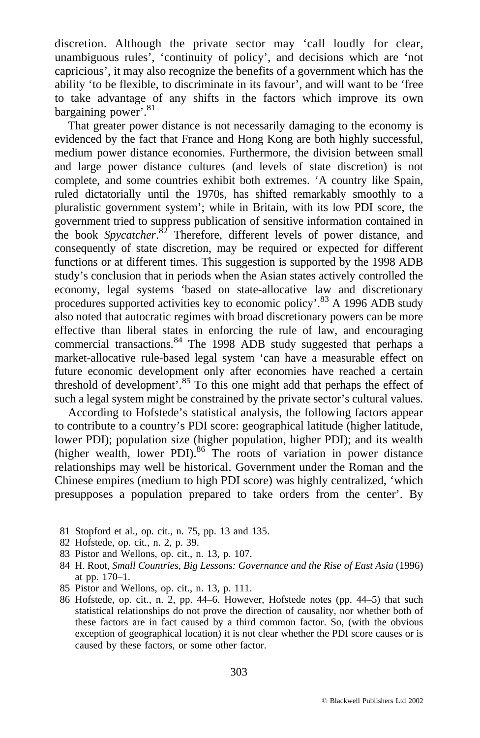discretion. Although the private sector may 'call loudly for clear, unambiguous rules', 'continuity of policy', and decisions which are 'not capricious', it may also recognize the benefits of a government which has the ability 'to be flexible, to discriminate in its favour', and will want to be 'free to take advantage of any shifts in the factors which improve its own bargaining power'.[81]

That greater power distance is not necessarily damaging to the economy is evidenced by the fact that France and Hong Kong are both highly successful, medium power distance economies. Furthermore, the division between small and large power distance cultures (and levels of state discretion) is not complete, and some countries exhibit both extremes. 'A country like Spain, ruled dictatorially until the 1970s, has shifted remarkably smoothly to a pluralistic government system'; while in Britain, with its low PDI score, the government tried to suppress publication of sensitive information contained in the book *Spycatcher*.[82] Therefore, different levels of power distance, and consequently of state discretion, may be required or expected for different functions or at different times. This suggestion is supported by the 1998 ADB study's conclusion that in periods when the Asian states actively controlled the economy, legal systems 'based on state-allocative law and discretionary procedures supported activities key to economic policy'.[83] A 1996 ADB study also noted that autocratic regimes with broad discretionary powers can be more effective than liberal states in enforcing the rule of law, and encouraging commercial transactions.[84] The 1998 ADB study suggested that perhaps a market-allocative rule-based legal system 'can have a measurable effect on future economic development only after economies have reached a certain threshold of development'.[85] To this one might add that perhaps the effect of such a legal system might be constrained by the private sector's cultural values.

According to Hofstede's statistical analysis, the following factors appear to contribute to a country's PDI score: geographical latitude (higher latitude, lower PDI); population size (higher population, higher PDI); and its wealth (higher wealth, lower PDI).[86] The roots of variation in power distance relationships may well be historical. Government under the Roman and the Chinese empires (medium to high PDI score) was highly centralized, 'which presupposes a population prepared to take orders from the center'. By

81 Stopford et al., op. cit., n. 75, pp. 13 and 135.

82 Hofstede, op. cit., n. 2, p. 39.

83 Pistor and Wellons, op. cit., n. 13, p. 107.

84 H. Root, *Small Countries, Big Lessons: Governance and the Rise of East Asia* (1996) at pp. 170–1.

85 Pistor and Wellons, op. cit., n. 13, p. 111.

86 Hofstede, op. cit., n. 2, pp. 44–6. However, Hofstede notes (pp. 44–5) that such statistical relationships do not prove the direction of causality, nor whether both of these factors are in fact caused by a third common factor. So, (with the obvious exception of geographical location) it is not clear whether the PDI score causes or is caused by these factors, or some other factor.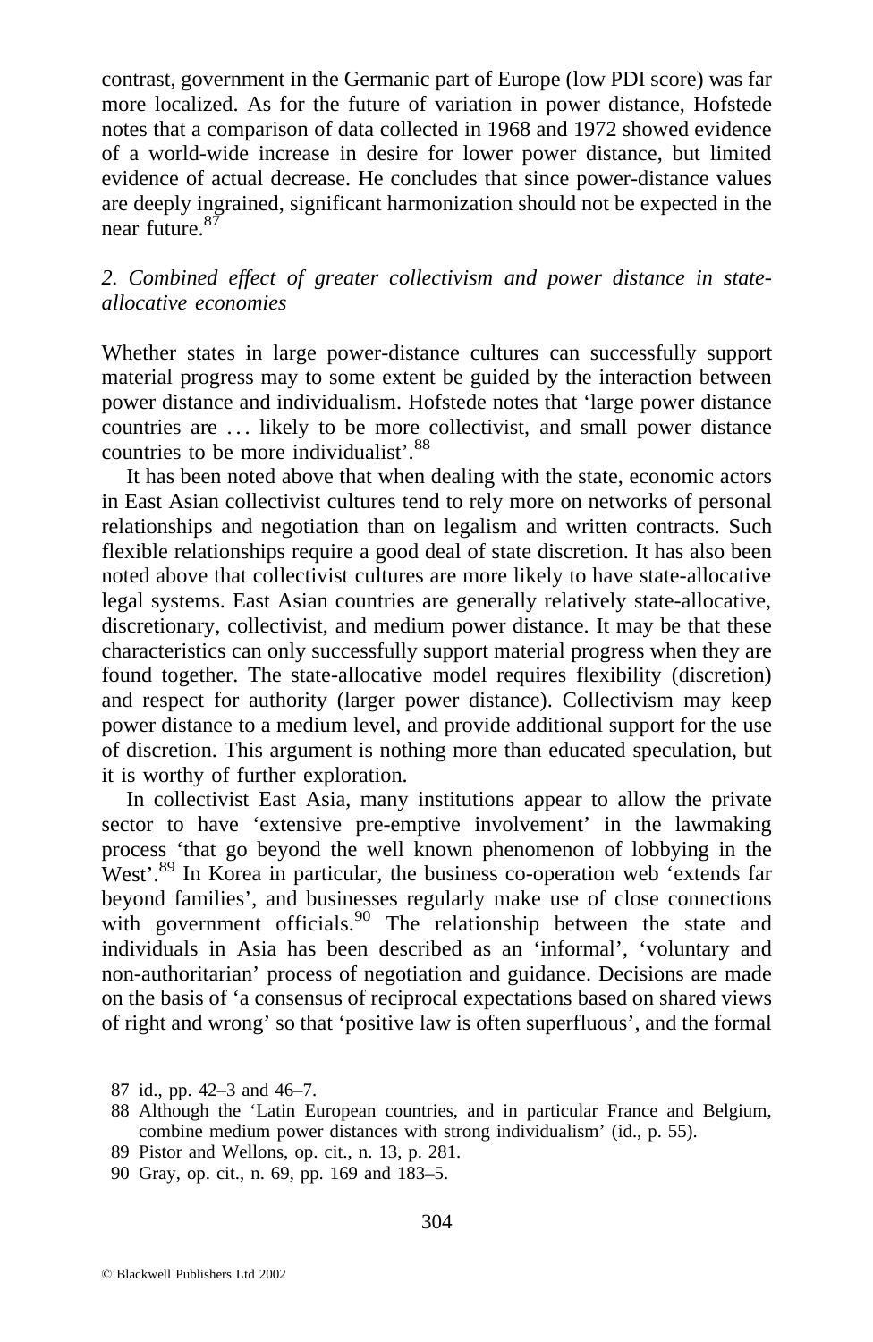contrast, government in the Germanic part of Europe (low PDI score) was far more localized. As for the future of variation in power distance, Hofstede notes that a comparison of data collected in 1968 and 1972 showed evidence of a world-wide increase in desire for lower power distance, but limited evidence of actual decrease. He concludes that since power-distance values are deeply ingrained, significant harmonization should not be expected in the near future.[87]

*2. Combined effect of greater collectivism and power distance in state-allocative economies*

Whether states in large power-distance cultures can successfully support material progress may to some extent be guided by the interaction between power distance and individualism. Hofstede notes that 'large power distance countries are … likely to be more collectivist, and small power distance countries to be more individualist'.[88]

It has been noted above that when dealing with the state, economic actors in East Asian collectivist cultures tend to rely more on networks of personal relationships and negotiation than on legalism and written contracts. Such flexible relationships require a good deal of state discretion. It has also been noted above that collectivist cultures are more likely to have state-allocative legal systems. East Asian countries are generally relatively state-allocative, discretionary, collectivist, and medium power distance. It may be that these characteristics can only successfully support material progress when they are found together. The state-allocative model requires flexibility (discretion) and respect for authority (larger power distance). Collectivism may keep power distance to a medium level, and provide additional support for the use of discretion. This argument is nothing more than educated speculation, but it is worthy of further exploration.

In collectivist East Asia, many institutions appear to allow the private sector to have 'extensive pre-emptive involvement' in the lawmaking process 'that go beyond the well known phenomenon of lobbying in the West'.[89] In Korea in particular, the business co-operation web 'extends far beyond families', and businesses regularly make use of close connections with government officials.[90] The relationship between the state and individuals in Asia has been described as an 'informal', 'voluntary and non-authoritarian' process of negotiation and guidance. Decisions are made on the basis of 'a consensus of reciprocal expectations based on shared views of right and wrong' so that 'positive law is often superfluous', and the formal

87 id., pp. 42–3 and 46–7.

88 Although the 'Latin European countries, and in particular France and Belgium, combine medium power distances with strong individualism' (id., p. 55).

89 Pistor and Wellons, op. cit., n. 13, p. 281.

90 Gray, op. cit., n. 69, pp. 169 and 183–5.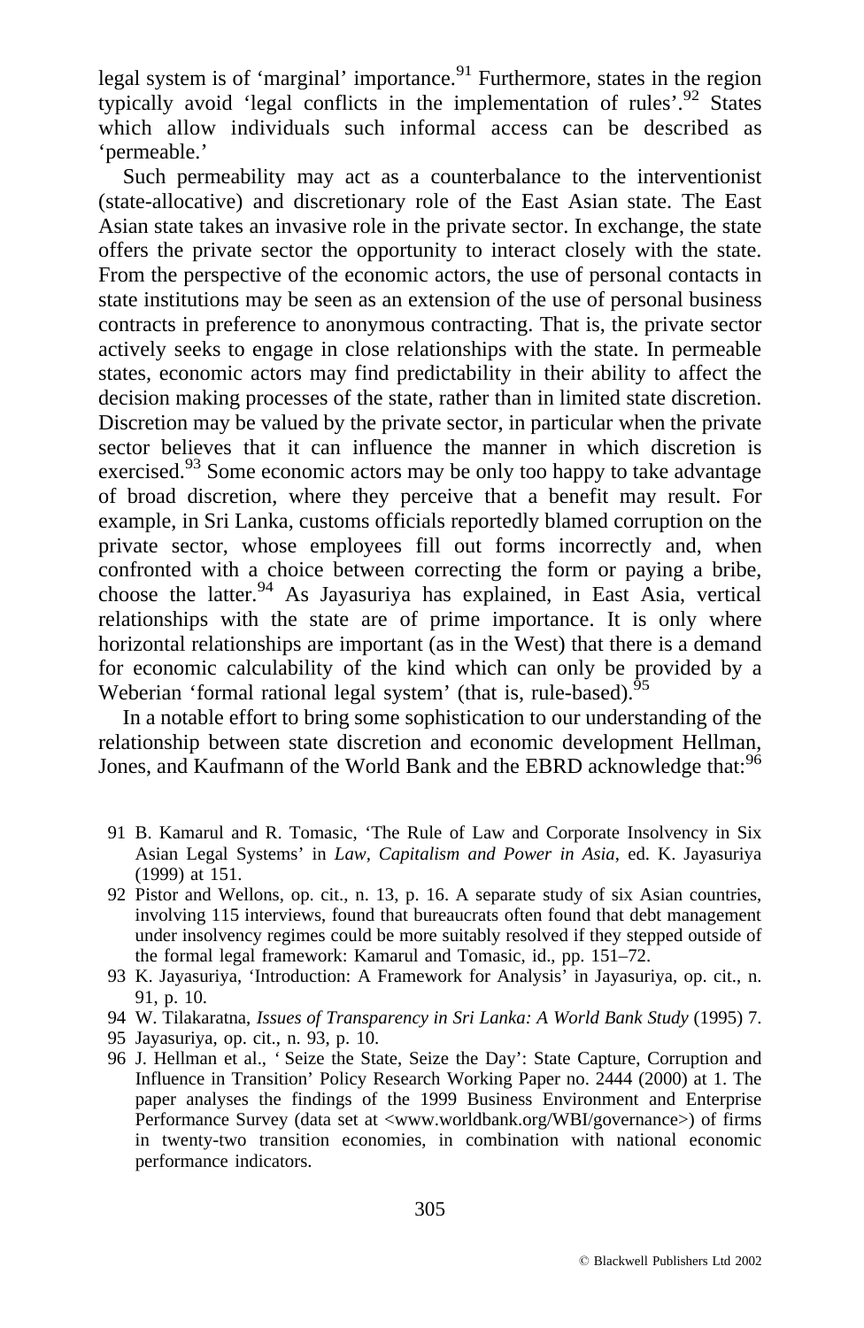legal system is of 'marginal' importance.[91] Furthermore, states in the region typically avoid 'legal conflicts in the implementation of rules'.[92] States which allow individuals such informal access can be described as 'permeable.'

Such permeability may act as a counterbalance to the interventionist (state-allocative) and discretionary role of the East Asian state. The East Asian state takes an invasive role in the private sector. In exchange, the state offers the private sector the opportunity to interact closely with the state. From the perspective of the economic actors, the use of personal contacts in state institutions may be seen as an extension of the use of personal business contracts in preference to anonymous contracting. That is, the private sector actively seeks to engage in close relationships with the state. In permeable states, economic actors may find predictability in their ability to affect the decision making processes of the state, rather than in limited state discretion. Discretion may be valued by the private sector, in particular when the private sector believes that it can influence the manner in which discretion is exercised.[93] Some economic actors may be only too happy to take advantage of broad discretion, where they perceive that a benefit may result. For example, in Sri Lanka, customs officials reportedly blamed corruption on the private sector, whose employees fill out forms incorrectly and, when confronted with a choice between correcting the form or paying a bribe, choose the latter.[94] As Jayasuriya has explained, in East Asia, vertical relationships with the state are of prime importance. It is only where horizontal relationships are important (as in the West) that there is a demand for economic calculability of the kind which can only be provided by a Weberian 'formal rational legal system' (that is, rule-based).[95]

In a notable effort to bring some sophistication to our understanding of the relationship between state discretion and economic development Hellman, Jones, and Kaufmann of the World Bank and the EBRD acknowledge that:[96]

91 B. Kamarul and R. Tomasic, 'The Rule of Law and Corporate Insolvency in Six Asian Legal Systems' in *Law, Capitalism and Power in Asia*, ed. K. Jayasuriya (1999) at 151.

92 Pistor and Wellons, op. cit., n. 13, p. 16. A separate study of six Asian countries, involving 115 interviews, found that bureaucrats often found that debt management under insolvency regimes could be more suitably resolved if they stepped outside of the formal legal framework: Kamarul and Tomasic, id., pp. 151–72.

93 K. Jayasuriya, 'Introduction: A Framework for Analysis' in Jayasuriya, op. cit., n. 91, p. 10.

94 W. Tilakaratna, *Issues of Transparency in Sri Lanka: A World Bank Study* (1995) 7.

95 Jayasuriya, op. cit., n. 93, p. 10.

96 J. Hellman et al., ' Seize the State, Seize the Day': State Capture, Corruption and Influence in Transition' Policy Research Working Paper no. 2444 (2000) at 1. The paper analyses the findings of the 1999 Business Environment and Enterprise Performance Survey (data set at <www.worldbank.org/WBI/governance>) of firms in twenty-two transition economies, in combination with national economic performance indicators.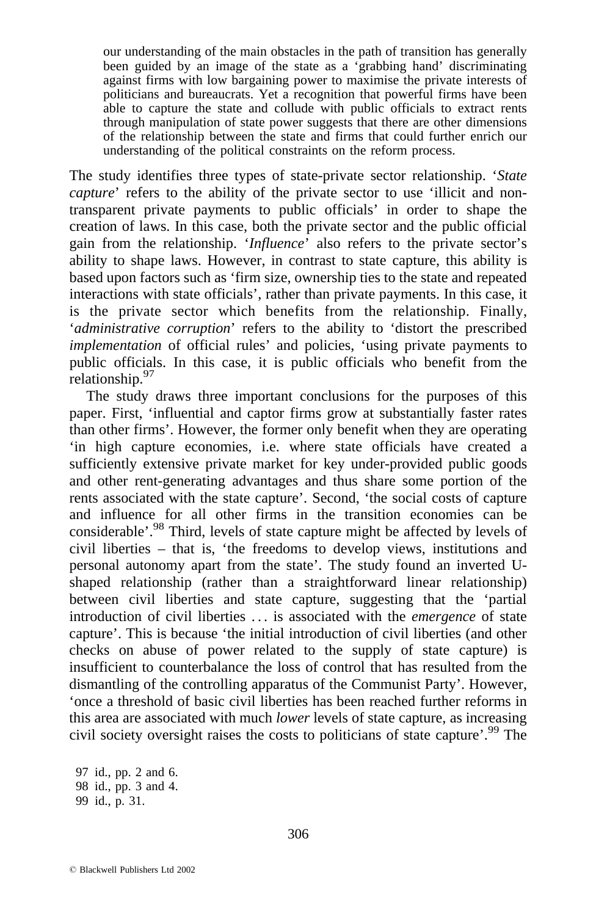> our understanding of the main obstacles in the path of transition has generally been guided by an image of the state as a 'grabbing hand' discriminating against firms with low bargaining power to maximise the private interests of politicians and bureaucrats. Yet a recognition that powerful firms have been able to capture the state and collude with public officials to extract rents through manipulation of state power suggests that there are other dimensions of the relationship between the state and firms that could further enrich our understanding of the political constraints on the reform process.

The study identifies three types of state-private sector relationship. '*State capture*' refers to the ability of the private sector to use 'illicit and non-transparent private payments to public officials' in order to shape the creation of laws. In this case, both the private sector and the public official gain from the relationship. '*Influence*' also refers to the private sector's ability to shape laws. However, in contrast to state capture, this ability is based upon factors such as 'firm size, ownership ties to the state and repeated interactions with state officials', rather than private payments. In this case, it is the private sector which benefits from the relationship. Finally, '*administrative corruption*' refers to the ability to 'distort the prescribed *implementation* of official rules' and policies, 'using private payments to public officials. In this case, it is public officials who benefit from the relationship.[97]

The study draws three important conclusions for the purposes of this paper. First, 'influential and captor firms grow at substantially faster rates than other firms'. However, the former only benefit when they are operating 'in high capture economies, i.e. where state officials have created a sufficiently extensive private market for key under-provided public goods and other rent-generating advantages and thus share some portion of the rents associated with the state capture'. Second, 'the social costs of capture and influence for all other firms in the transition economies can be considerable'.[98] Third, levels of state capture might be affected by levels of civil liberties – that is, 'the freedoms to develop views, institutions and personal autonomy apart from the state'. The study found an inverted U-shaped relationship (rather than a straightforward linear relationship) between civil liberties and state capture, suggesting that the 'partial introduction of civil liberties … is associated with the *emergence* of state capture'. This is because 'the initial introduction of civil liberties (and other checks on abuse of power related to the supply of state capture) is insufficient to counterbalance the loss of control that has resulted from the dismantling of the controlling apparatus of the Communist Party'. However, 'once a threshold of basic civil liberties has been reached further reforms in this area are associated with much *lower* levels of state capture, as increasing civil society oversight raises the costs to politicians of state capture'.[99] The

97 id., pp. 2 and 6.
98 id., pp. 3 and 4.
99 id., p. 31.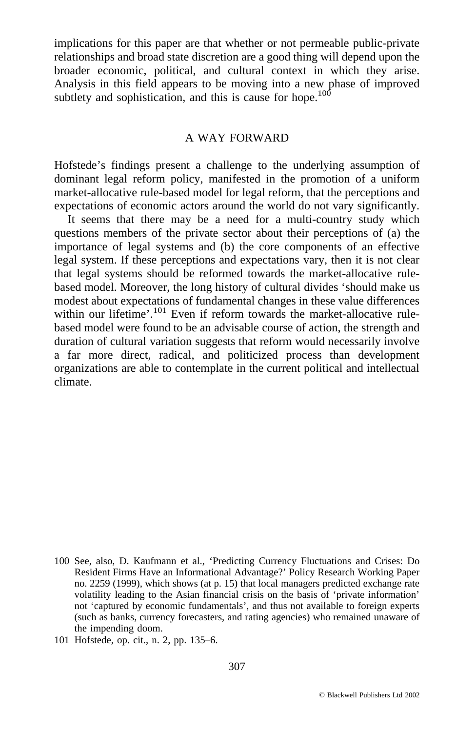implications for this paper are that whether or not permeable public-private relationships and broad state discretion are a good thing will depend upon the broader economic, political, and cultural context in which they arise. Analysis in this field appears to be moving into a new phase of improved subtlety and sophistication, and this is cause for hope.[100]

## A WAY FORWARD

Hofstede's findings present a challenge to the underlying assumption of dominant legal reform policy, manifested in the promotion of a uniform market-allocative rule-based model for legal reform, that the perceptions and expectations of economic actors around the world do not vary significantly.

It seems that there may be a need for a multi-country study which questions members of the private sector about their perceptions of (a) the importance of legal systems and (b) the core components of an effective legal system. If these perceptions and expectations vary, then it is not clear that legal systems should be reformed towards the market-allocative rule-based model. Moreover, the long history of cultural divides 'should make us modest about expectations of fundamental changes in these value differences within our lifetime'.[101] Even if reform towards the market-allocative rule-based model were found to be an advisable course of action, the strength and duration of cultural variation suggests that reform would necessarily involve a far more direct, radical, and politicized process than development organizations are able to contemplate in the current political and intellectual climate.

100 See, also, D. Kaufmann et al., 'Predicting Currency Fluctuations and Crises: Do Resident Firms Have an Informational Advantage?' Policy Research Working Paper no. 2259 (1999), which shows (at p. 15) that local managers predicted exchange rate volatility leading to the Asian financial crisis on the basis of 'private information' not 'captured by economic fundamentals', and thus not available to foreign experts (such as banks, currency forecasters, and rating agencies) who remained unaware of the impending doom.

101 Hofstede, op. cit., n. 2, pp. 135–6.